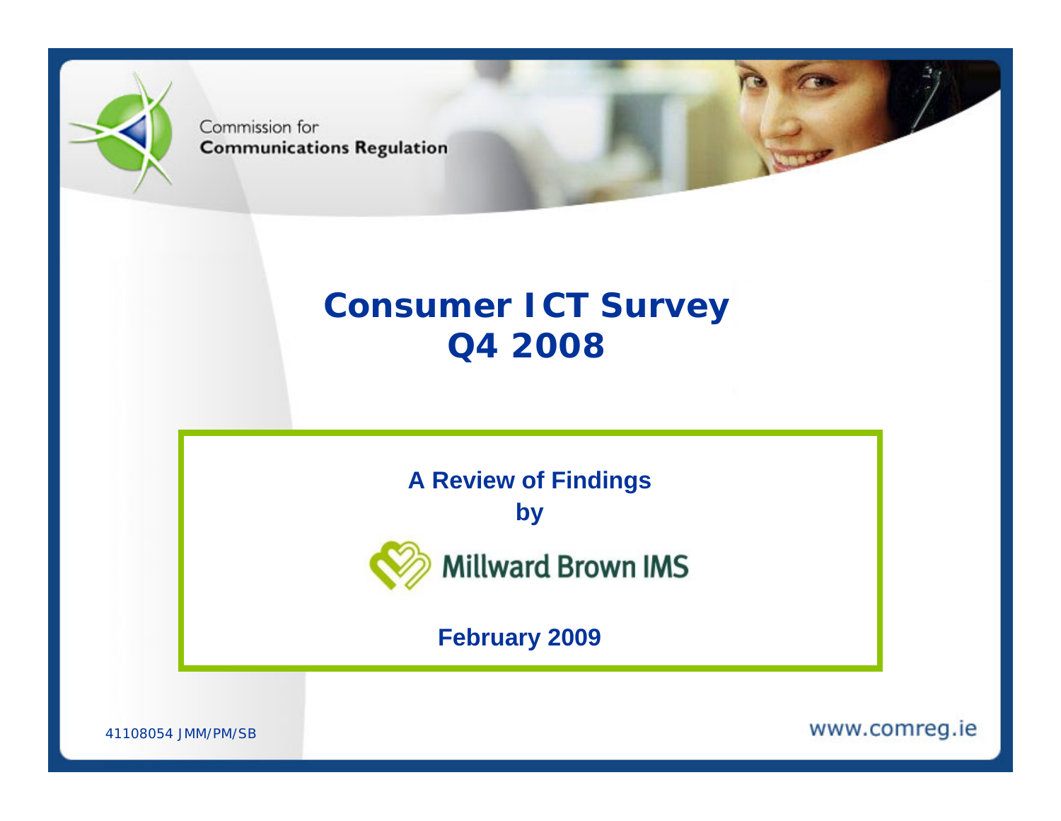Commission for
**Communications Regulation**

# Consumer ICT Survey Q4 2008

**A Review of Findings**

**by**

Millward Brown IMS

**February 2009**

41108054 JMM/PM/SB

www.comreg.ie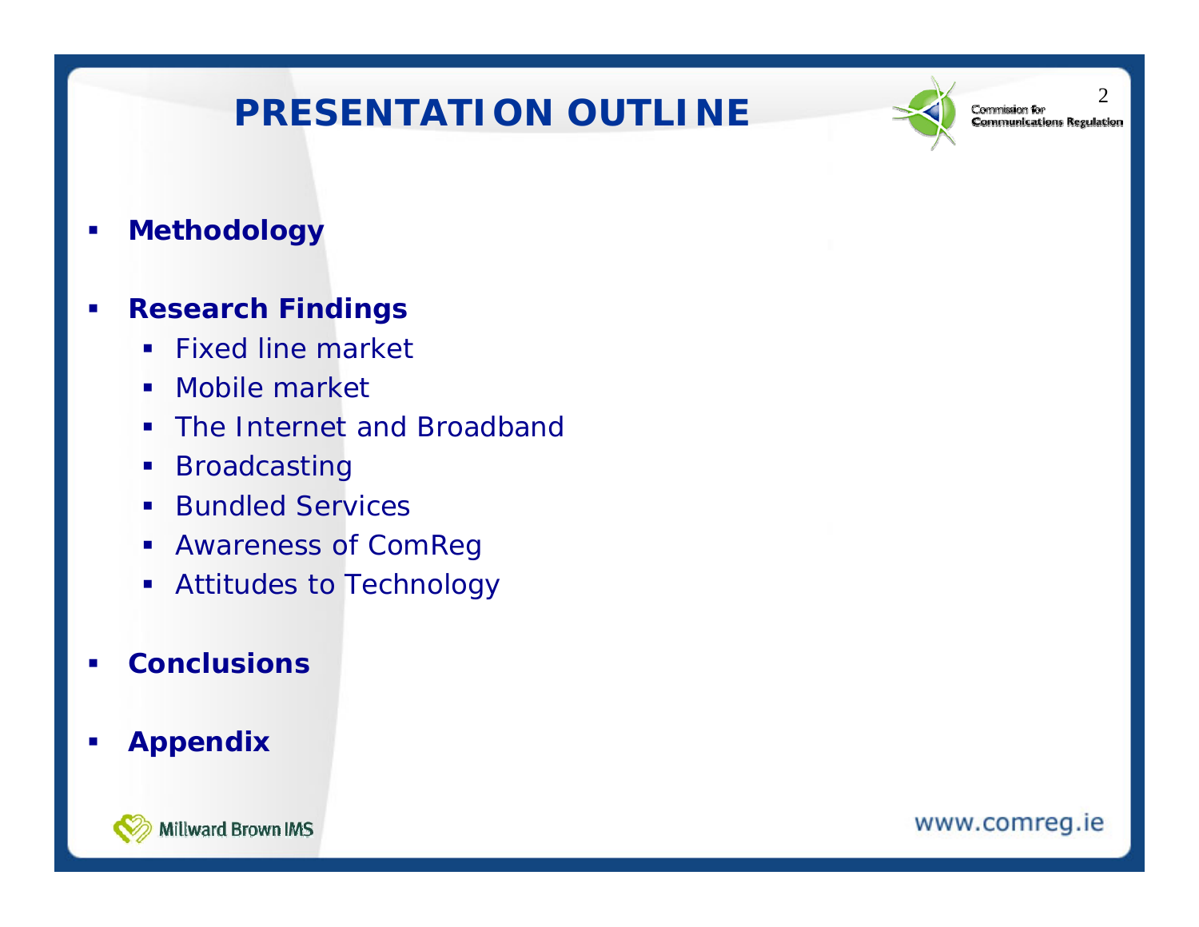# PRESENTATION OUTLINE

- **Methodology**
- **Research Findings**
  - Fixed line market
  - Mobile market
  - The Internet and Broadband
  - Broadcasting
  - Bundled Services
  - Awareness of ComReg
  - Attitudes to Technology
- **Conclusions**
- **Appendix**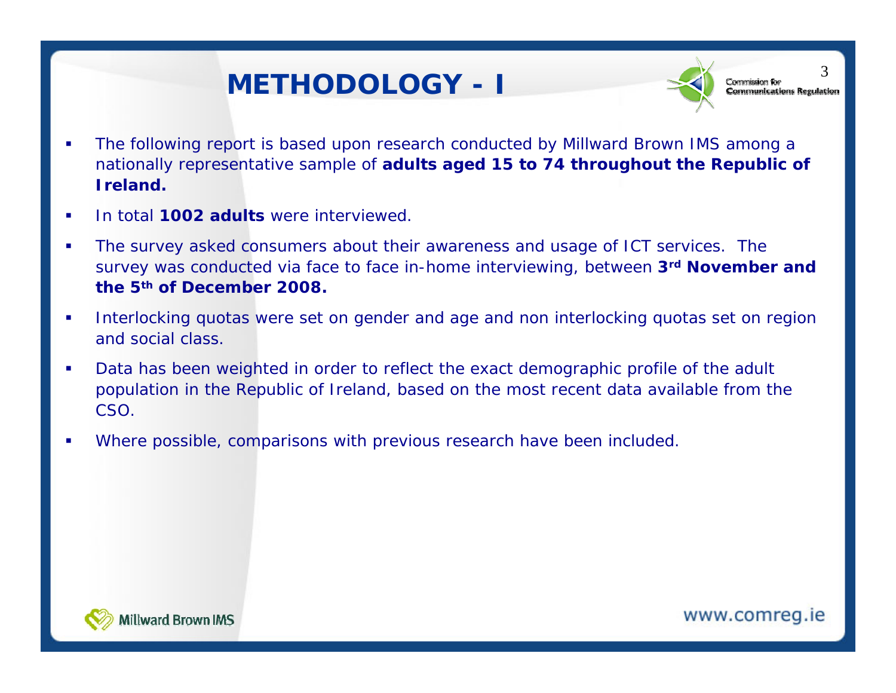# METHODOLOGY - I

- The following report is based upon research conducted by Millward Brown IMS among a nationally representative sample of **adults aged 15 to 74 throughout the Republic of Ireland.**
- In total **1002 adults** were interviewed.
- The survey asked consumers about their awareness and usage of ICT services. The survey was conducted via face to face in-home interviewing, between **3rd November and the 5th of December 2008.**
- Interlocking quotas were set on gender and age and non interlocking quotas set on region and social class.
- Data has been weighted in order to reflect the exact demographic profile of the adult population in the Republic of Ireland, based on the most recent data available from the CSO.
- Where possible, comparisons with previous research have been included.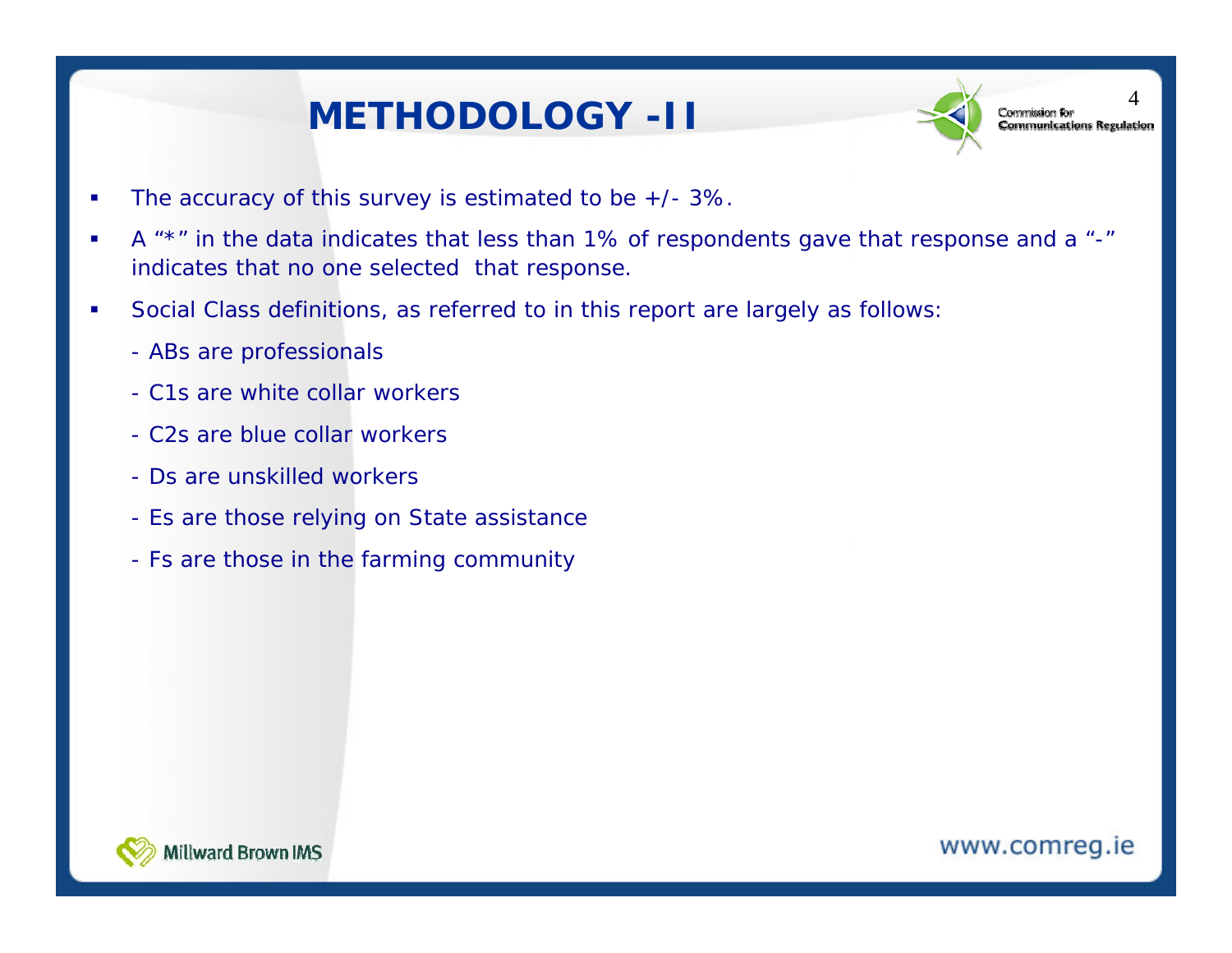# METHODOLOGY -II

- The accuracy of this survey is estimated to be +/- 3%.
- A "*" in the data indicates that less than 1% of respondents gave that response and a "-" indicates that no one selected that response.
- Social Class definitions, as referred to in this report are largely as follows:

  - ABs are professionals
  - C1s are white collar workers
  - C2s are blue collar workers
  - Ds are unskilled workers
  - Es are those relying on State assistance
  - Fs are those in the farming community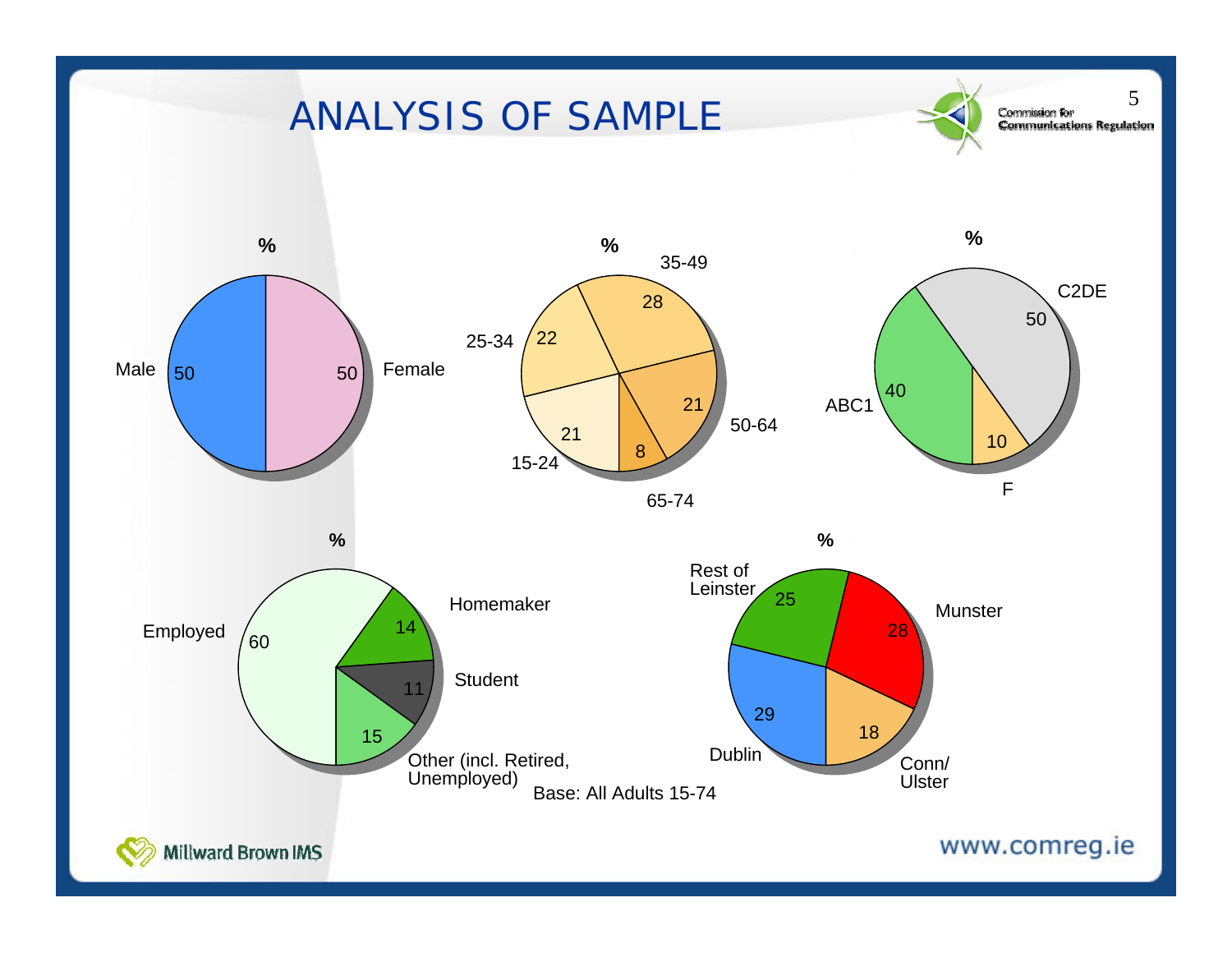# ANALYSIS OF SAMPLE

**Gender (%)**

| Category | % |
| --- | --- |
| Male | 50 |
| Female | 50 |

**Age (%)**

| Category | % |
| --- | --- |
| 15-24 | 21 |
| 25-34 | 22 |
| 35-49 | 28 |
| 50-64 | 21 |
| 65-74 | 8 |

**Social Class (%)**

| Category | % |
| --- | --- |
| ABC1 | 40 |
| C2DE | 50 |
| F | 10 |

**Work Status (%)**

| Category | % |
| --- | --- |
| Employed | 60 |
| Homemaker | 14 |
| Student | 11 |
| Other (incl. Retired, Unemployed) | 15 |

**Region (%)**

| Category | % |
| --- | --- |
| Dublin | 29 |
| Rest of Leinster | 25 |
| Munster | 28 |
| Conn/ Ulster | 18 |

Base: All Adults 15-74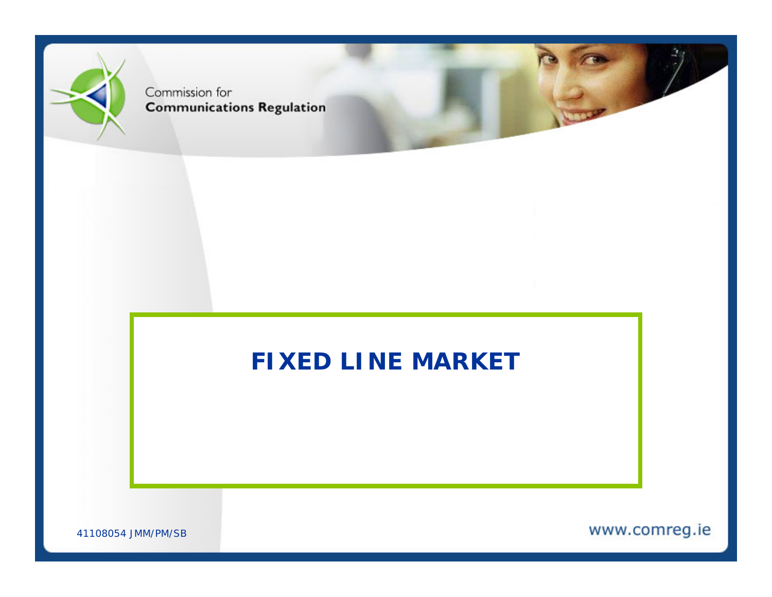# FIXED LINE MARKET

41108054 JMM/PM/SB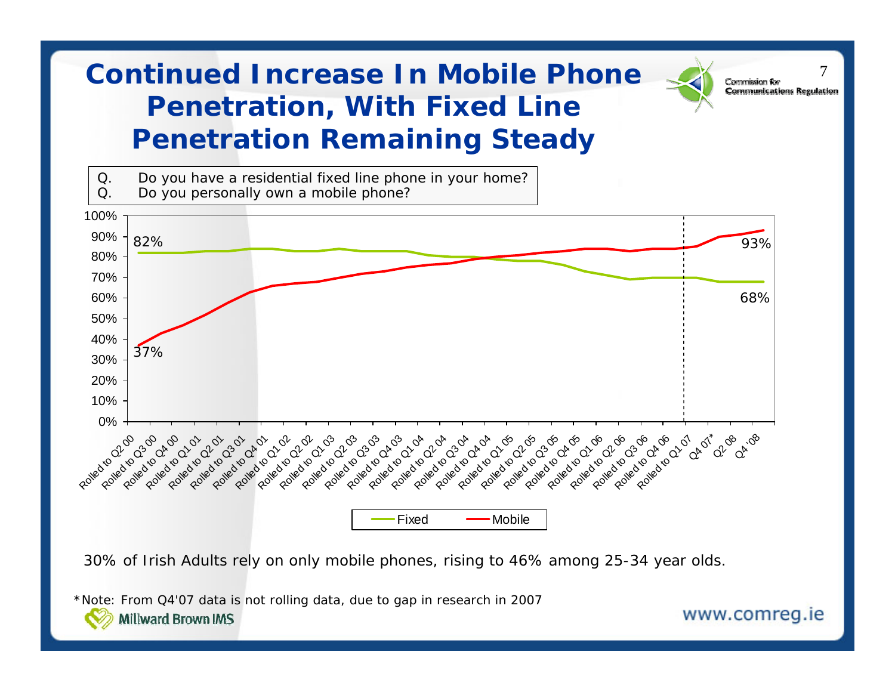# Continued Increase In Mobile Phone Penetration, With Fixed Line Penetration Remaining Steady

Q. Do you have a residential fixed line phone in your home?
Q. Do you personally own a mobile phone?

100%
90%
80%
70%
60%
50%
40%
30%
20%
10%
0%

82%
93%
68%
37%

Rolled to Q2 00, Rolled to Q3 00, Rolled to Q4 00, Rolled to Q1 01, Rolled to Q2 01, Rolled to Q3 01, Rolled to Q4 01, Rolled to Q1 02, Rolled to Q2 02, Rolled to Q1 03, Rolled to Q2 03, Rolled to Q3 03, Rolled to Q4 03, Rolled to Q1 04, Rolled to Q2 04, Rolled to Q3 04, Rolled to Q4 04, Rolled to Q1 05, Rolled to Q2 05, Rolled to Q3 05, Rolled to Q4 05, Rolled to Q1 06, Rolled to Q2 06, Rolled to Q3 06, Rolled to Q4 06, Rolled to Q1 07, Q4 07*, Q2 08, Q4 '08

Fixed — Mobile

30% of Irish Adults rely on only mobile phones, rising to 46% among 25-34 year olds.

*Note: From Q4'07 data is not rolling data, due to gap in research in 2007

Millward Brown IMS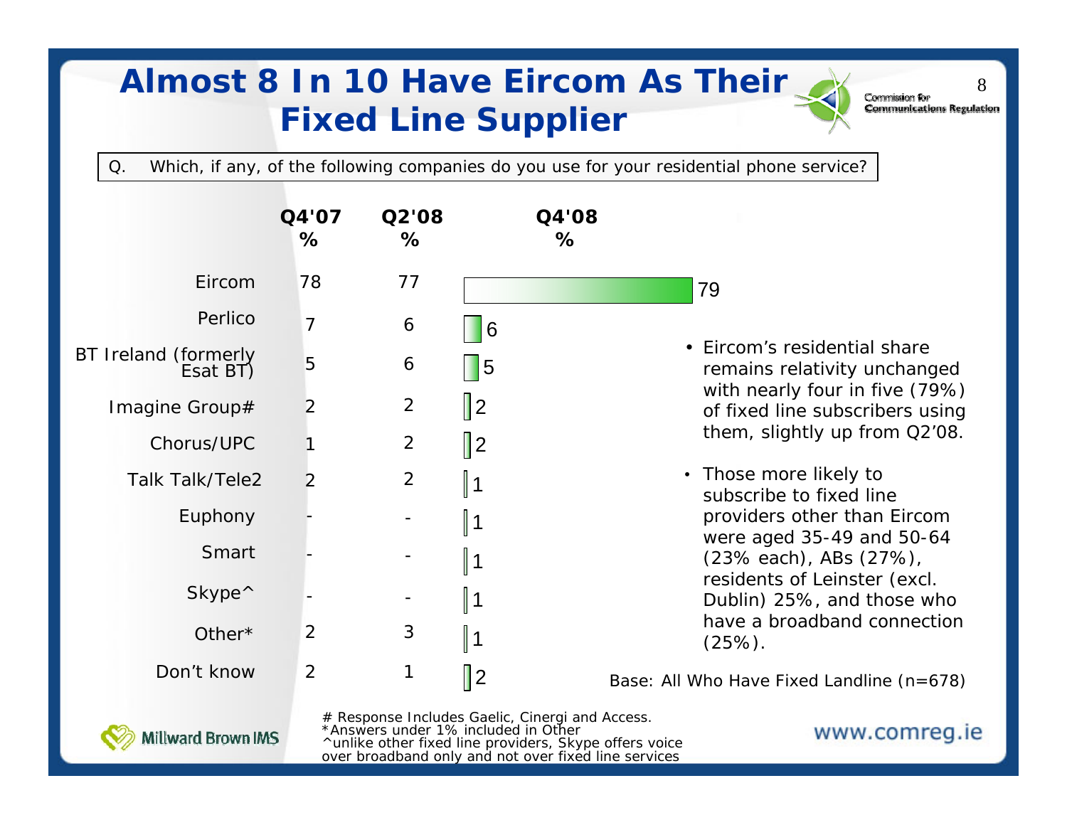# Almost 8 In 10 Have Eircom As Their Fixed Line Supplier

Q. Which, if any, of the following companies do you use for your residential phone service?

| | Q4'07 % | Q2'08 % | Q4'08 % |
|---|---|---|---|
| Eircom | 78 | 77 | 79 |
| Perlico | 7 | 6 | 6 |
| BT Ireland (formerly Esat BT) | 5 | 6 | 5 |
| Imagine Group# | 2 | 2 | 2 |
| Chorus/UPC | 1 | 2 | 2 |
| Talk Talk/Tele2 | 2 | 2 | 1 |
| Euphony | - | - | 1 |
| Smart | - | - | 1 |
| Skype^ | - | - | 1 |
| Other* | 2 | 3 | 1 |
| Don't know | 2 | 1 | 2 |

- Eircom's residential share remains relativity unchanged with nearly four in five (79%) of fixed line subscribers using them, slightly up from Q2'08.
- Those more likely to subscribe to fixed line providers other than Eircom were aged 35-49 and 50-64 (23% each), ABs (27%), residents of Leinster (excl. Dublin) 25%, and those who have a broadband connection (25%).

Base: All Who Have Fixed Landline (n=678)

# Response Includes Gaelic, Cinergi and Access.
*Answers under 1% included in Other
^unlike other fixed line providers, Skype offers voice over broadband only and not over fixed line services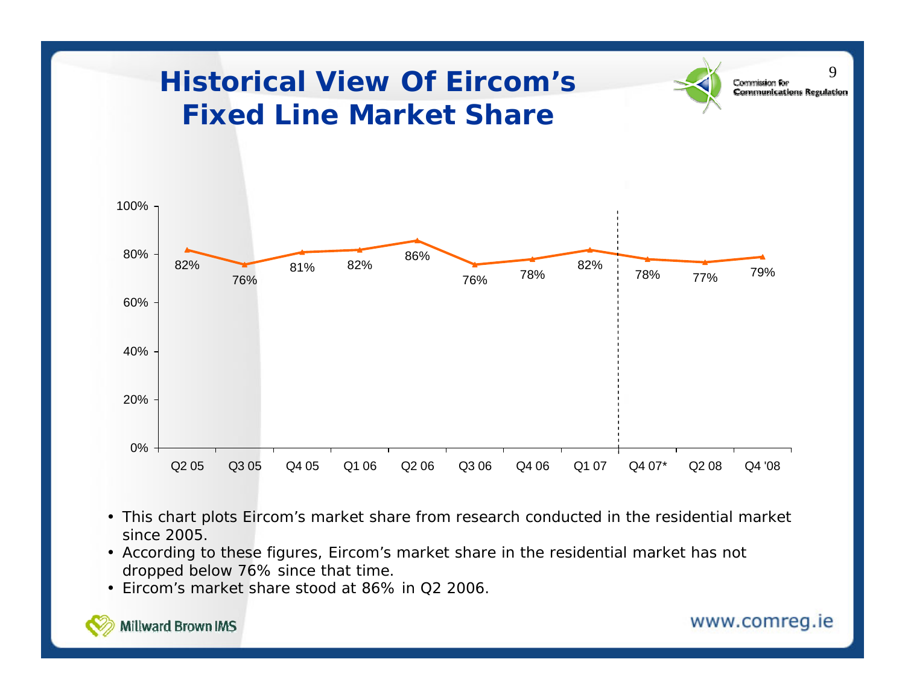# Historical View Of Eircom's Fixed Line Market Share

| Quarter | Q2 05 | Q3 05 | Q4 05 | Q1 06 | Q2 06 | Q3 06 | Q4 06 | Q1 07 | Q4 07* | Q2 08 | Q4 '08 |
|---|---|---|---|---|---|---|---|---|---|---|---|
| Market share | 82% | 76% | 81% | 82% | 86% | 76% | 78% | 82% | 78% | 77% | 79% |

- This chart plots Eircom's market share from research conducted in the residential market since 2005.
- According to these figures, Eircom's market share in the residential market has not dropped below 76% since that time.
- Eircom's market share stood at 86% in Q2 2006.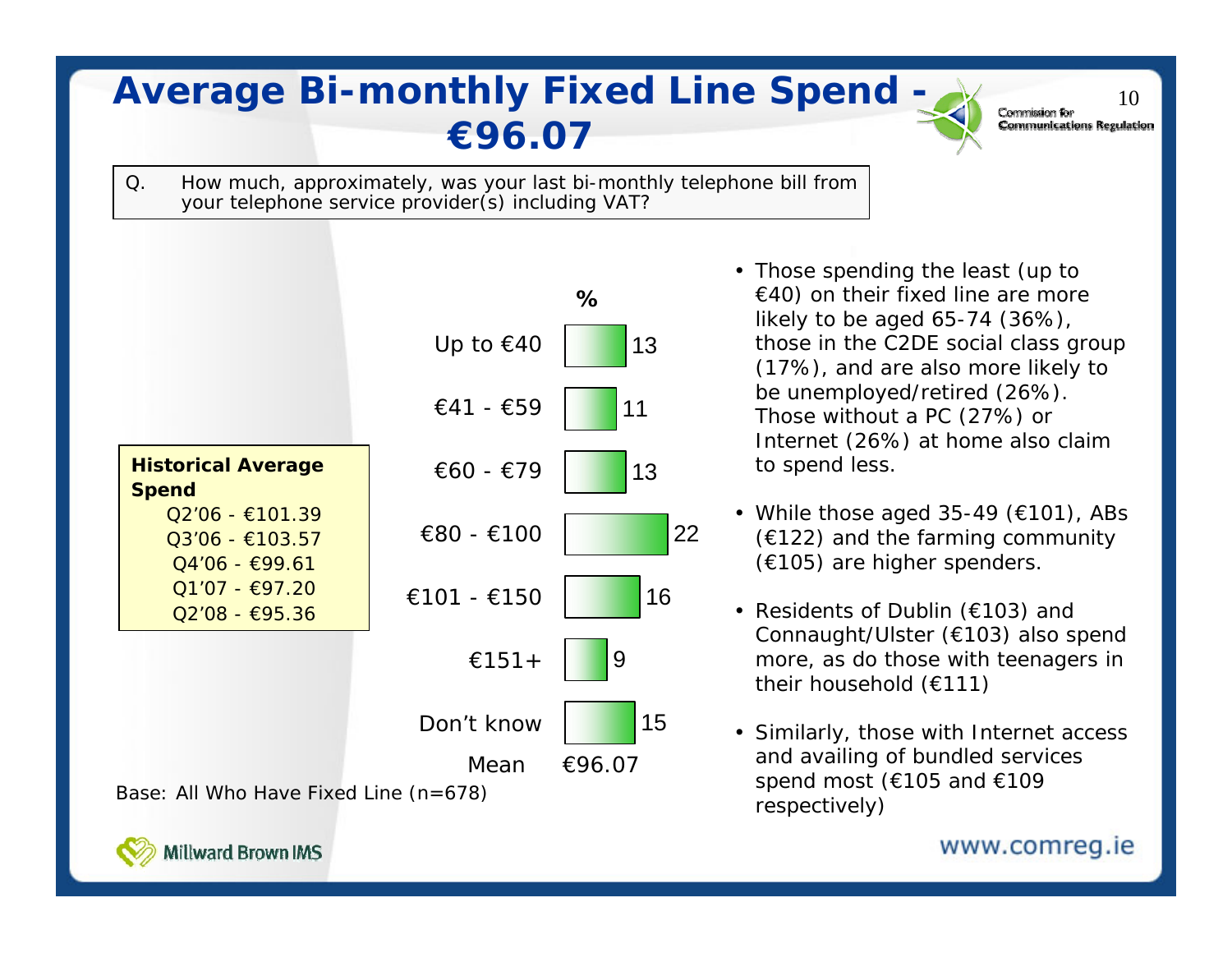# Average Bi-monthly Fixed Line Spend - €96.07

Q. How much, approximately, was your last bi-monthly telephone bill from your telephone service provider(s) including VAT?

| | % |
|---|---|
| Up to €40 | 13 |
| €41 - €59 | 11 |
| €60 - €79 | 13 |
| €80 - €100 | 22 |
| €101 - €150 | 16 |
| €151+ | 9 |
| Don't know | 15 |
| Mean | €96.07 |

**Historical Average Spend**

- Q2'06 - €101.39
- Q3'06 - €103.57
- Q4'06 - €99.61
- Q1'07 - €97.20
- Q2'08 - €95.36

Base: All Who Have Fixed Line (n=678)

- Those spending the least (up to €40) on their fixed line are more likely to be aged 65-74 (36%), those in the C2DE social class group (17%), and are also more likely to be unemployed/retired (26%). Those without a PC (27%) or Internet (26%) at home also claim to spend less.
- While those aged 35-49 (€101), ABs (€122) and the farming community (€105) are higher spenders.
- Residents of Dublin (€103) and Connaught/Ulster (€103) also spend more, as do those with teenagers in their household (€111)
- Similarly, those with Internet access and availing of bundled services spend most (€105 and €109 respectively)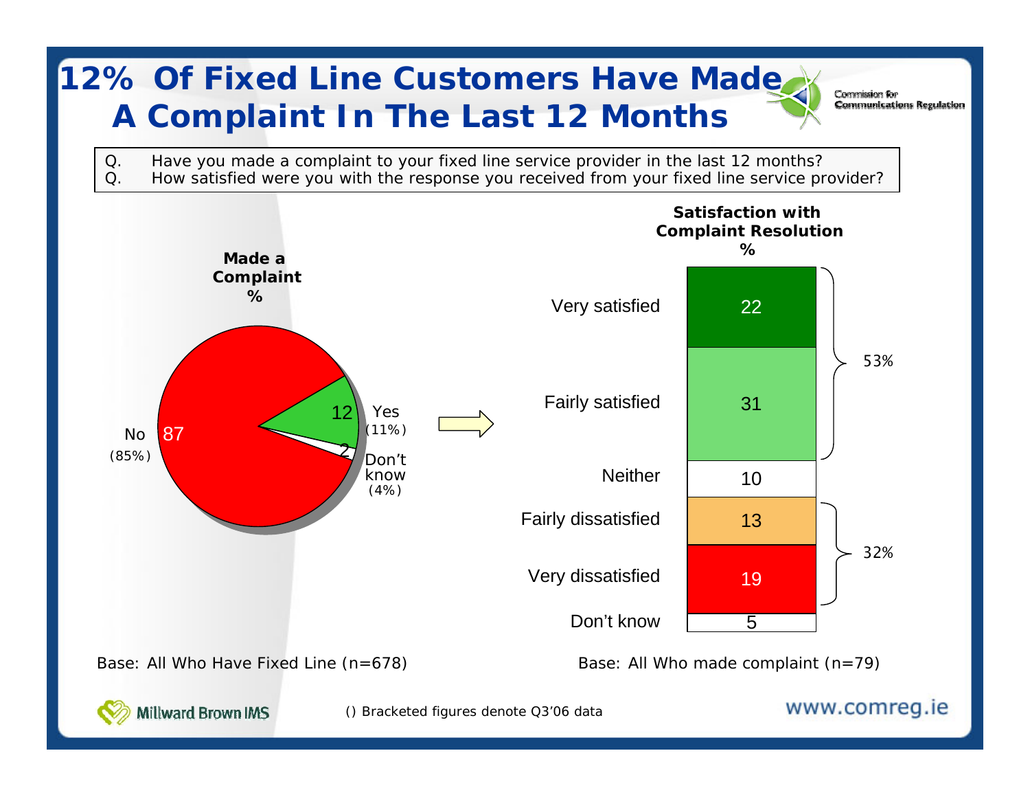# 12% Of Fixed Line Customers Have Made A Complaint In The Last 12 Months

Q. Have you made a complaint to your fixed line service provider in the last 12 months?
Q. How satisfied were you with the response you received from your fixed line service provider?

**Made a Complaint %**

| Response | % | (Q3'06) |
|---|---|---|
| No | 87 | (85%) |
| Yes | 12 | (11%) |
| Don't know | 2 | (4%) |

Base: All Who Have Fixed Line (n=678)

**Satisfaction with Complaint Resolution %**

| Response | % | |
|---|---|---|
| Very satisfied | 22 | 53% |
| Fairly satisfied | 31 | |
| Neither | 10 | |
| Fairly dissatisfied | 13 | 32% |
| Very dissatisfied | 19 | |
| Don't know | 5 | |

Base: All Who made complaint (n=79)

() Bracketed figures denote Q3'06 data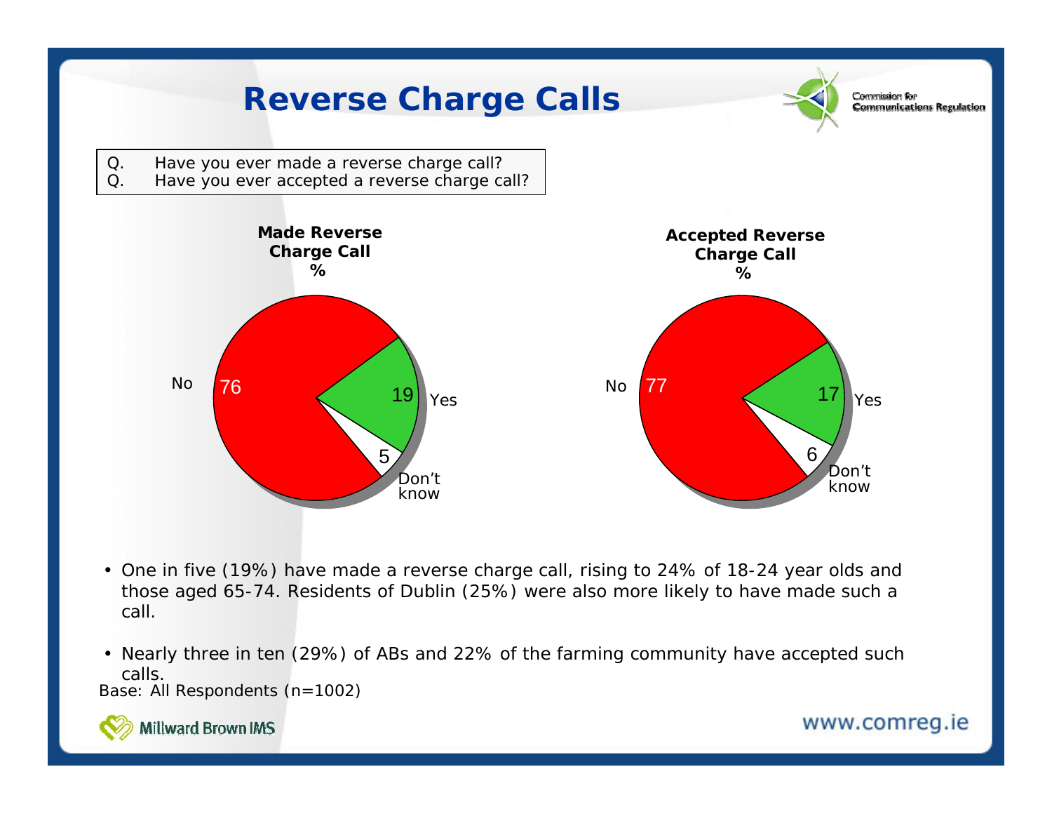# Reverse Charge Calls

Q. Have you ever made a reverse charge call?
Q. Have you ever accepted a reverse charge call?

**Made Reverse Charge Call %**

| Response | % |
|---|---|
| No | 76 |
| Yes | 19 |
| Don't know | 5 |

**Accepted Reverse Charge Call %**

| Response | % |
|---|---|
| No | 77 |
| Yes | 17 |
| Don't know | 6 |

- One in five (19%) have made a reverse charge call, rising to 24% of 18-24 year olds and those aged 65-74. Residents of Dublin (25%) were also more likely to have made such a call.
- Nearly three in ten (29%) of ABs and 22% of the farming community have accepted such calls.

Base: All Respondents (n=1002)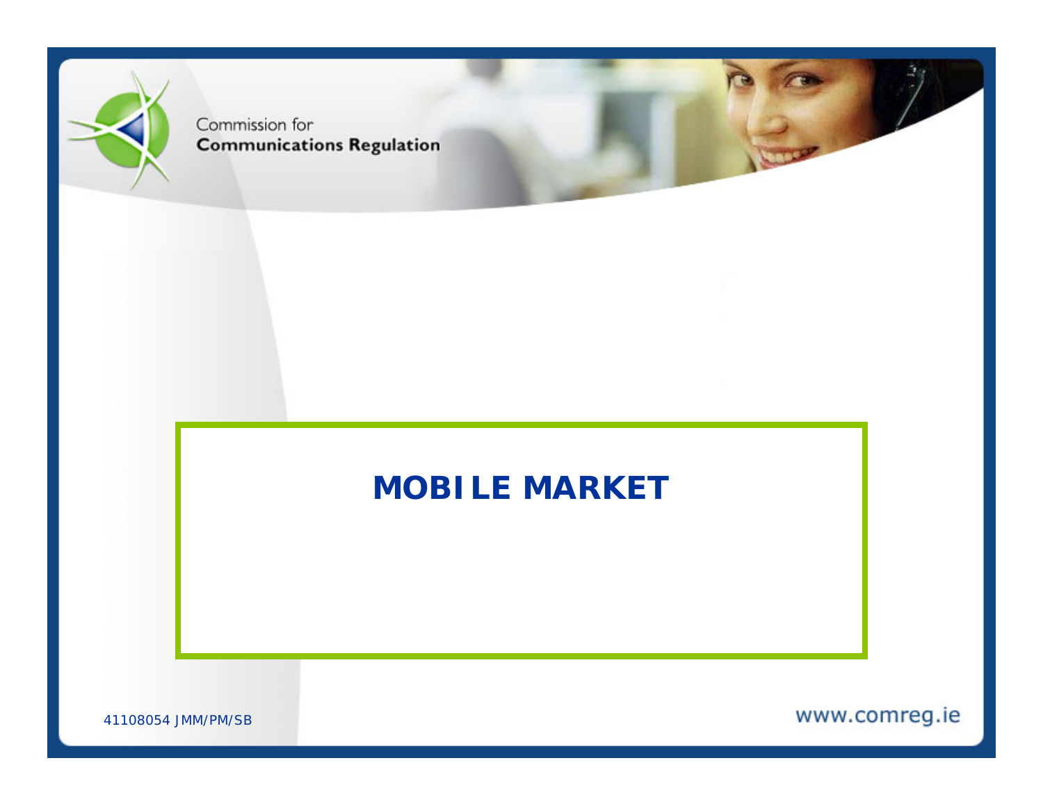Commission for
**Communications Regulation**

# MOBILE MARKET

41108054 JMM/PM/SB

www.comreg.ie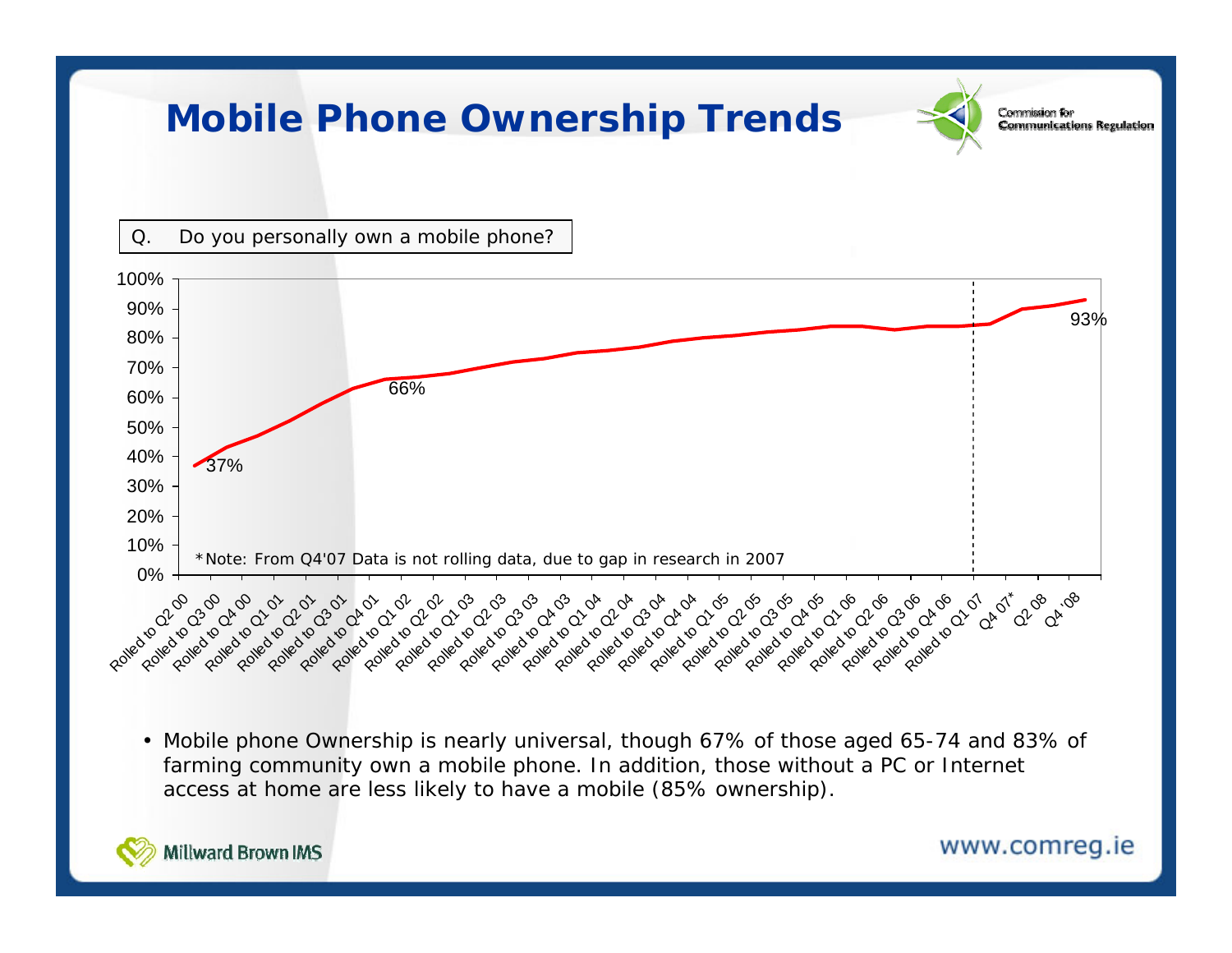# Mobile Phone Ownership Trends

Q. Do you personally own a mobile phone?

*Note: From Q4'07 Data is not rolling data, due to gap in research in 2007

- Mobile phone Ownership is nearly universal, though 67% of those aged 65-74 and 83% of farming community own a mobile phone. In addition, those without a PC or Internet access at home are less likely to have a mobile (85% ownership).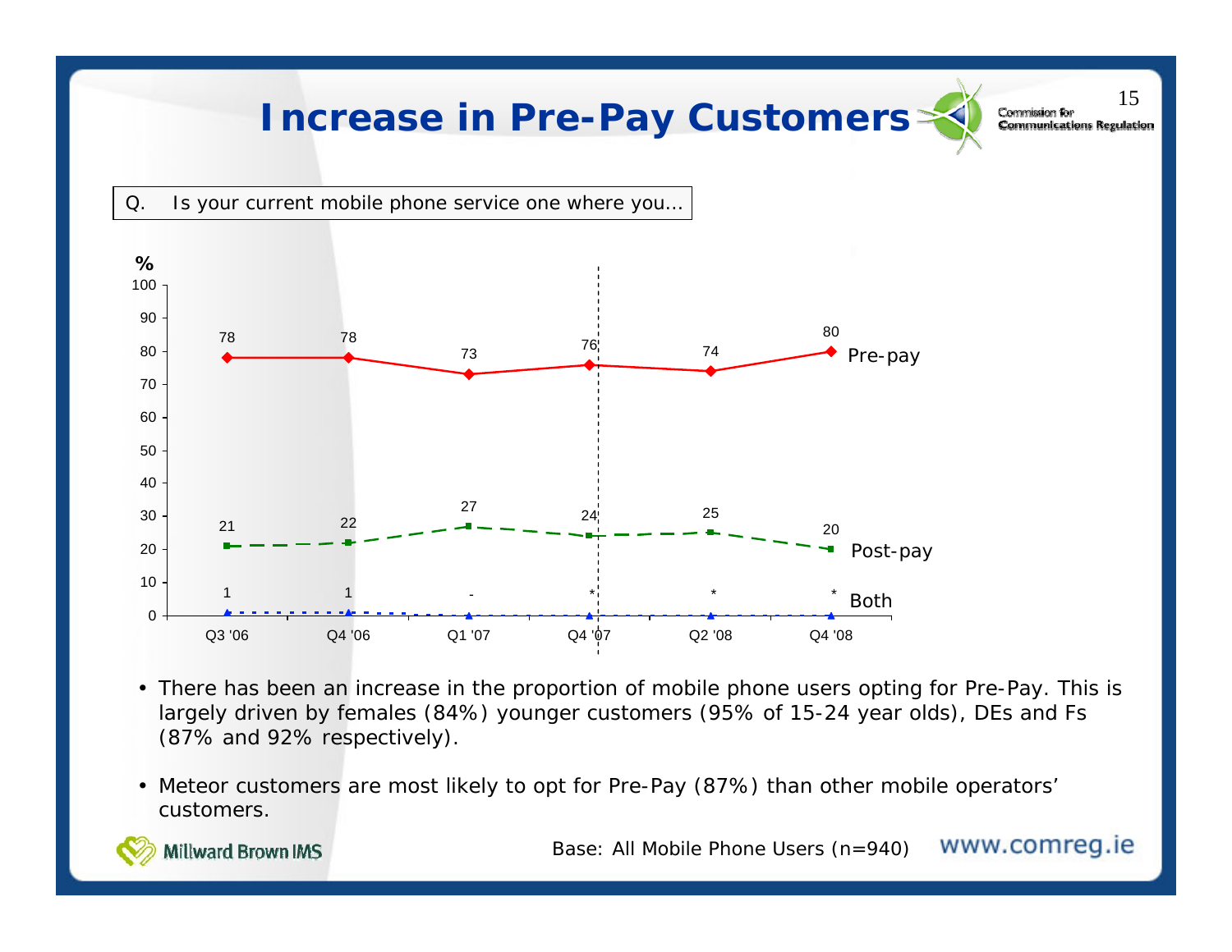# Increase in Pre-Pay Customers

Q. Is your current mobile phone service one where you…

| % | Q3 '06 | Q4 '06 | Q1 '07 | Q4 '07 | Q2 '08 | Q4 '08 |
|---|---|---|---|---|---|---|
| Pre-pay | 78 | 78 | 73 | 76 | 74 | 80 |
| Post-pay | 21 | 22 | 27 | 24 | 25 | 20 |
| Both | 1 | 1 | - | * | * | * |

- There has been an increase in the proportion of mobile phone users opting for Pre-Pay. This is largely driven by females (84%) younger customers (95% of 15-24 year olds), DEs and Fs (87% and 92% respectively).
- Meteor customers are most likely to opt for Pre-Pay (87%) than other mobile operators' customers.

Base: All Mobile Phone Users (n=940)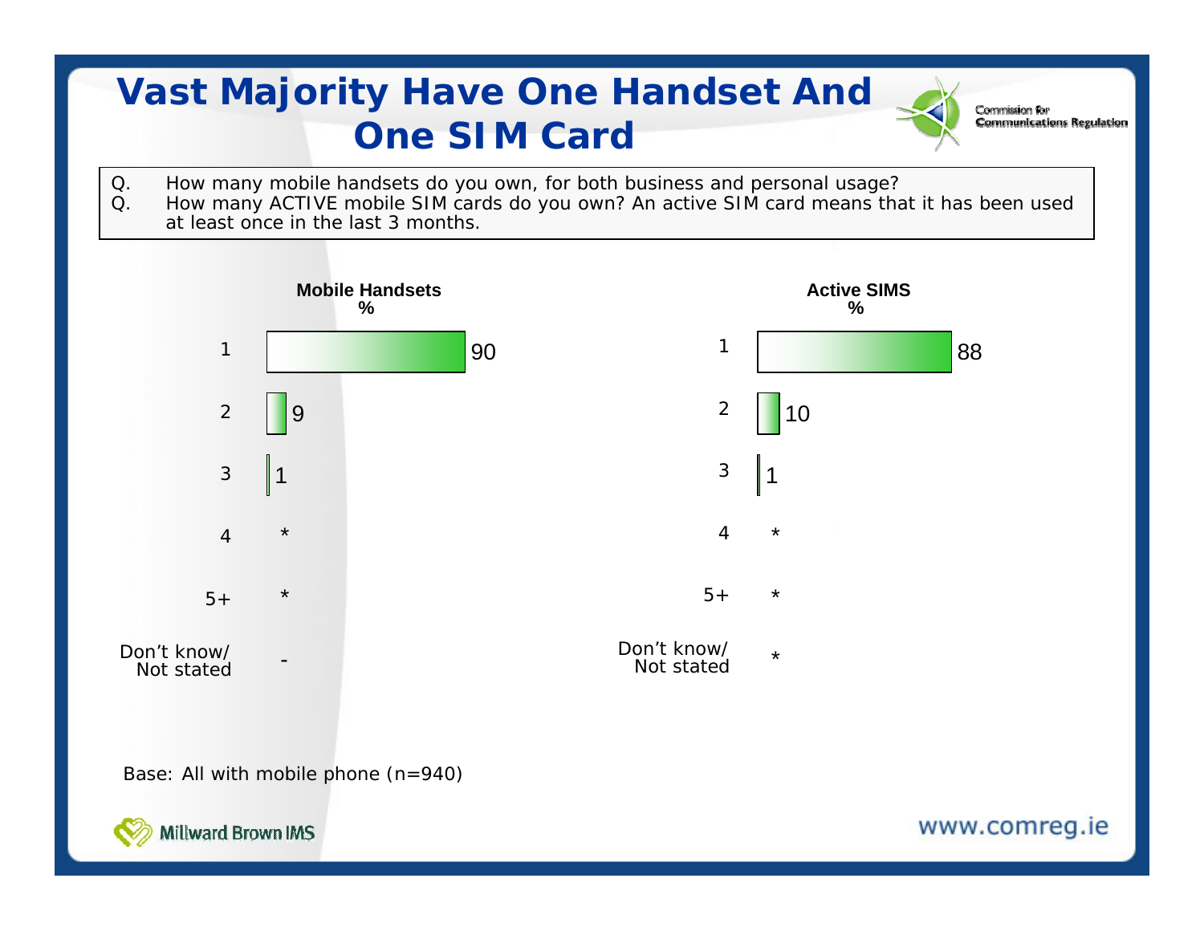# Vast Majority Have One Handset And One SIM Card

Q. How many mobile handsets do you own, for both business and personal usage?
Q. How many ACTIVE mobile SIM cards do you own? An active SIM card means that it has been used at least once in the last 3 months.

| | Mobile Handsets % | Active SIMS % |
|---|---|---|
| 1 | 90 | 88 |
| 2 | 9 | 10 |
| 3 | 1 | 1 |
| 4 | * | * |
| 5+ | * | * |
| Don't know/ Not stated | - | * |

Base: All with mobile phone (n=940)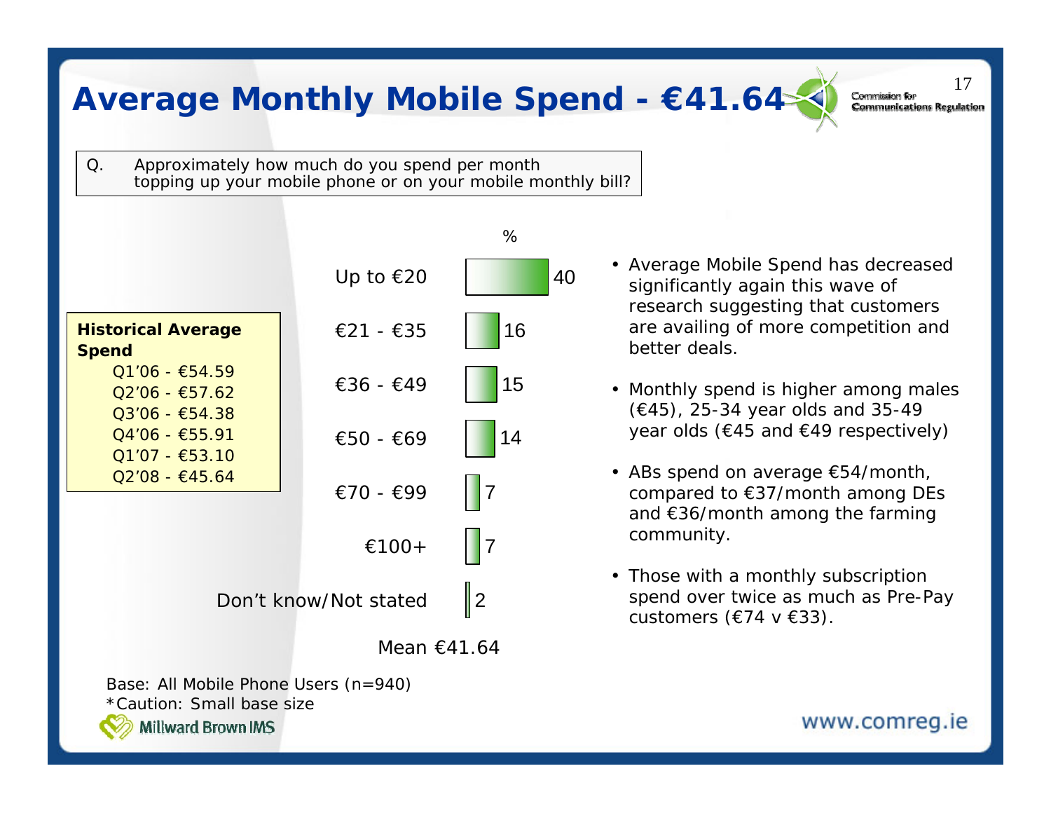# Average Monthly Mobile Spend - €41.64

Q. Approximately how much do you spend per month topping up your mobile phone or on your mobile monthly bill?

**Historical Average Spend**

- Q1'06 - €54.59
- Q2'06 - €57.62
- Q3'06 - €54.38
- Q4'06 - €55.91
- Q1'07 - €53.10
- Q2'08 - €45.64

| | % |
|---|---|
| Up to €20 | 40 |
| €21 - €35 | 16 |
| €36 - €49 | 15 |
| €50 - €69 | 14 |
| €70 - €99 | 7 |
| €100+ | 7 |
| Don't know/Not stated | 2 |

Mean €41.64

- Average Mobile Spend has decreased significantly again this wave of research suggesting that customers are availing of more competition and better deals.
- Monthly spend is higher among males (€45), 25-34 year olds and 35-49 year olds (€45 and €49 respectively)
- ABs spend on average €54/month, compared to €37/month among DEs and €36/month among the farming community.
- Those with a monthly subscription spend over twice as much as Pre-Pay customers (€74 v €33).

Base: All Mobile Phone Users (n=940)
*Caution: Small base size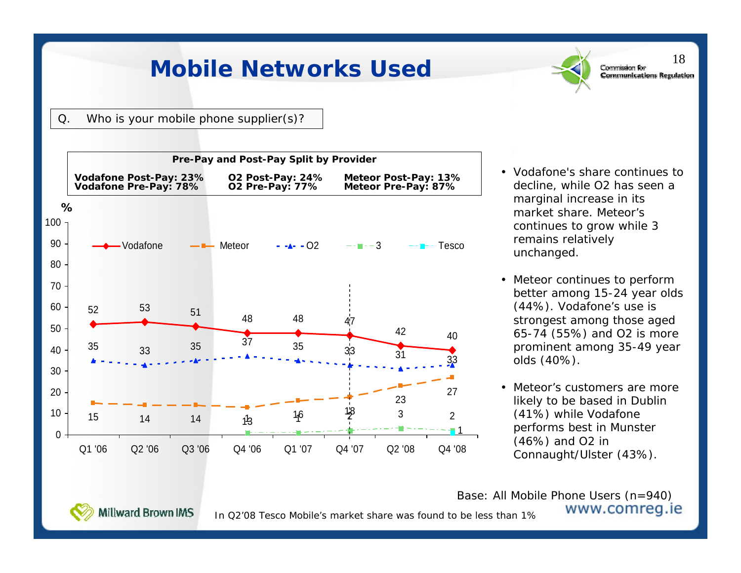# Mobile Networks Used

Q. Who is your mobile phone supplier(s)?

**Pre-Pay and Post-Pay Split by Provider**

| **Vodafone Post-Pay: 23%** | **O2 Post-Pay: 24%** | **Meteor Post-Pay: 13%** |
|---|---|---|
| **Vodafone Pre-Pay: 78%** | **O2 Pre-Pay: 77%** | **Meteor Pre-Pay: 87%** |

| % | Q1 '06 | Q2 '06 | Q3 '06 | Q4 '06 | Q1 '07 | Q4 '07 | Q2 '08 | Q4 '08 |
|---|---|---|---|---|---|---|---|---|
| Vodafone | 52 | 53 | 51 | 48 | 48 | 47 | 42 | 40 |
| Meteor | 15 | 14 | 14 | 13 | 16 | 18 | 23 | 27 |
| O2 | 35 | 33 | 35 | 37 | 35 | 33 | 31 | 33 |
| 3 | | | | 1 | 1 | 2 | 3 | 2 |
| Tesco | | | | | | | | 1 |

- Vodafone's share continues to decline, while O2 has seen a marginal increase in its market share. Meteor's continues to grow while 3 remains relatively unchanged.
- Meteor continues to perform better among 15-24 year olds (44%). Vodafone's use is strongest among those aged 65-74 (55%) and O2 is more prominent among 35-49 year olds (40%).
- Meteor's customers are more likely to be based in Dublin (41%) while Vodafone performs best in Munster (46%) and O2 in Connaught/Ulster (43%).

Base: All Mobile Phone Users (n=940)

In Q2'08 Tesco Mobile's market share was found to be less than 1%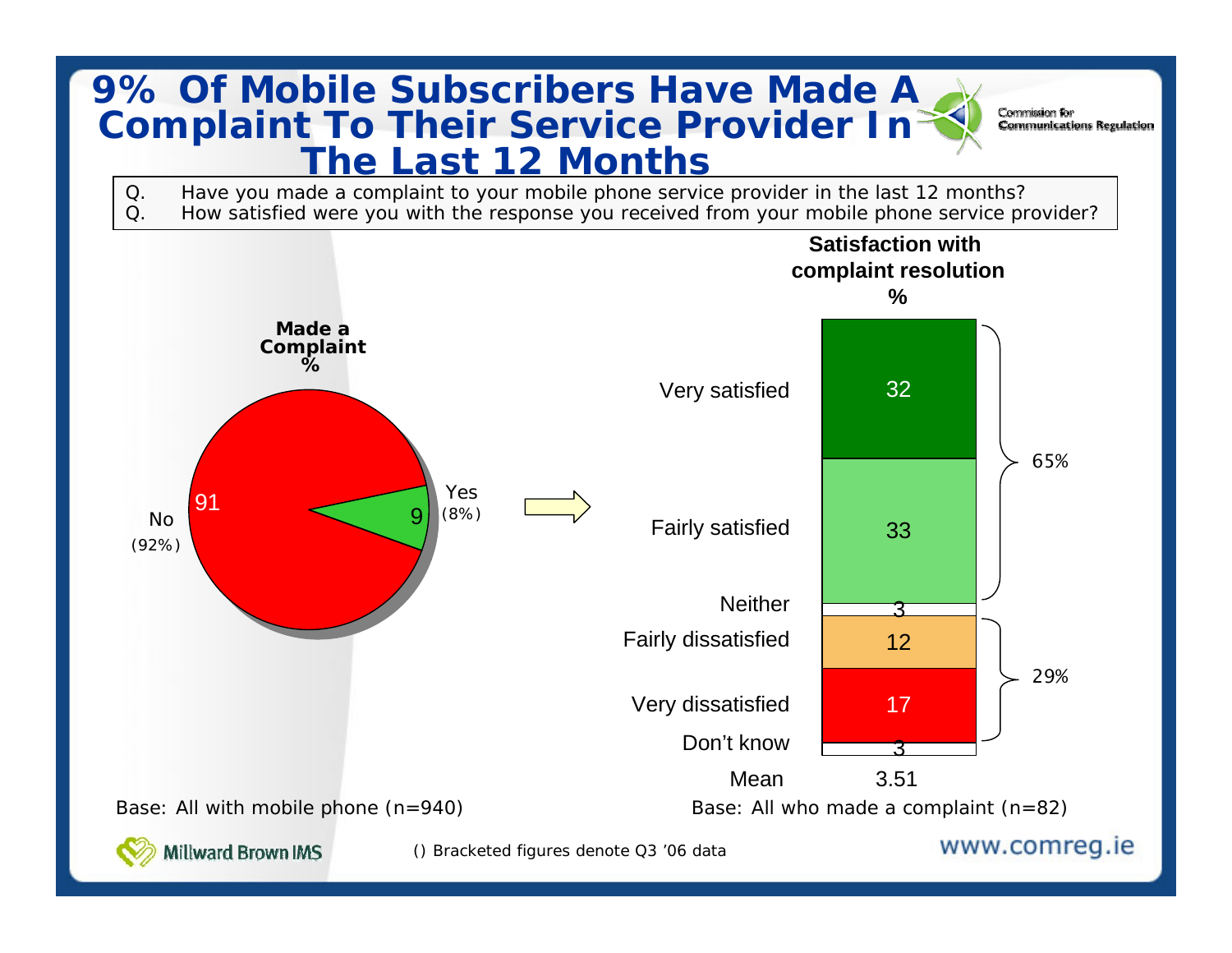# 9% Of Mobile Subscribers Have Made A Complaint To Their Service Provider In The Last 12 Months

Q. Have you made a complaint to your mobile phone service provider in the last 12 months?
Q. How satisfied were you with the response you received from your mobile phone service provider?

**Made a Complaint %**

| | % |
|---|---|
| No | 91 (92%) |
| Yes | 9 (8%) |

Base: All with mobile phone (n=940)

**Satisfaction with complaint resolution %**

| | % |
|---|---|
| Very satisfied | 32 |
| Fairly satisfied | 33 |
| Neither | 3 |
| Fairly dissatisfied | 12 |
| Very dissatisfied | 17 |
| Don't know | 3 |
| Mean | 3.51 |

Very satisfied + Fairly satisfied: 65%

Fairly dissatisfied + Very dissatisfied: 29%

Base: All who made a complaint (n=82)

() Bracketed figures denote Q3 '06 data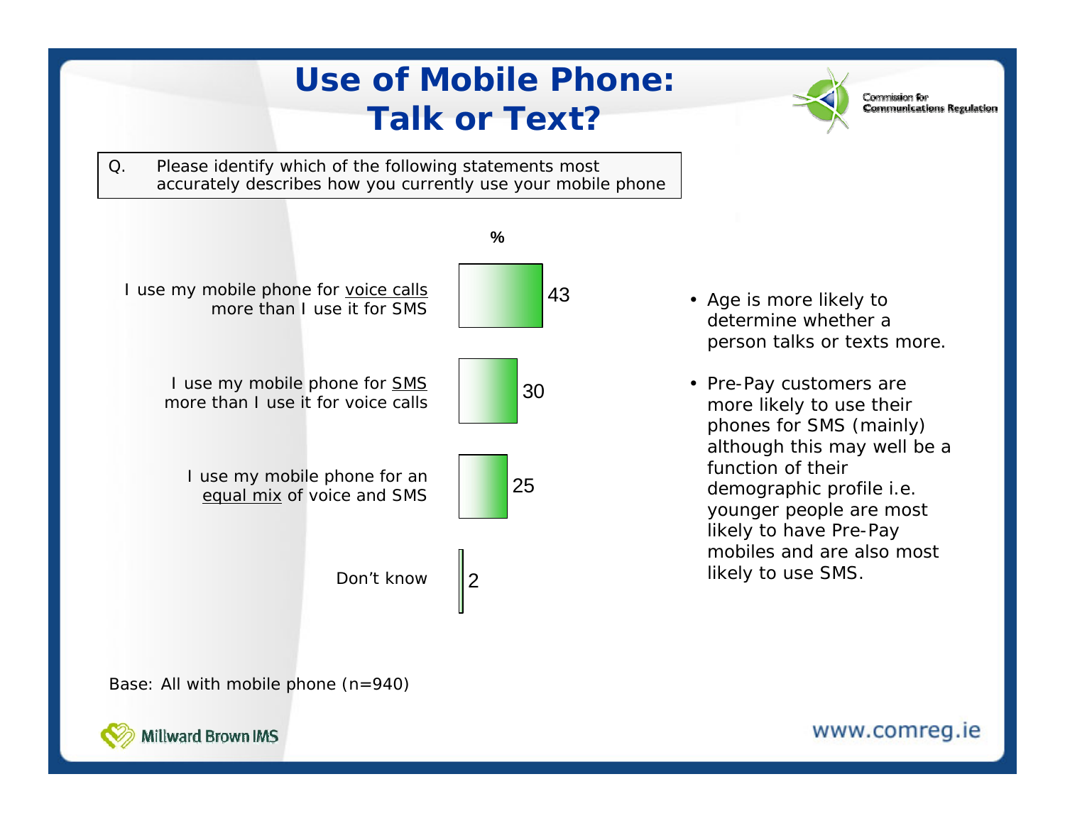# Use of Mobile Phone: Talk or Text?

Q. Please identify which of the following statements most accurately describes how you currently use your mobile phone

| | % |
|---|---|
| I use my mobile phone for voice calls more than I use it for SMS | 43 |
| I use my mobile phone for SMS more than I use it for voice calls | 30 |
| I use my mobile phone for an equal mix of voice and SMS | 25 |
| Don't know | 2 |

- Age is more likely to determine whether a person talks or texts more.
- Pre-Pay customers are more likely to use their phones for SMS (mainly) although this may well be a function of their demographic profile i.e. younger people are most likely to have Pre-Pay mobiles and are also most likely to use SMS.

Base: All with mobile phone (n=940)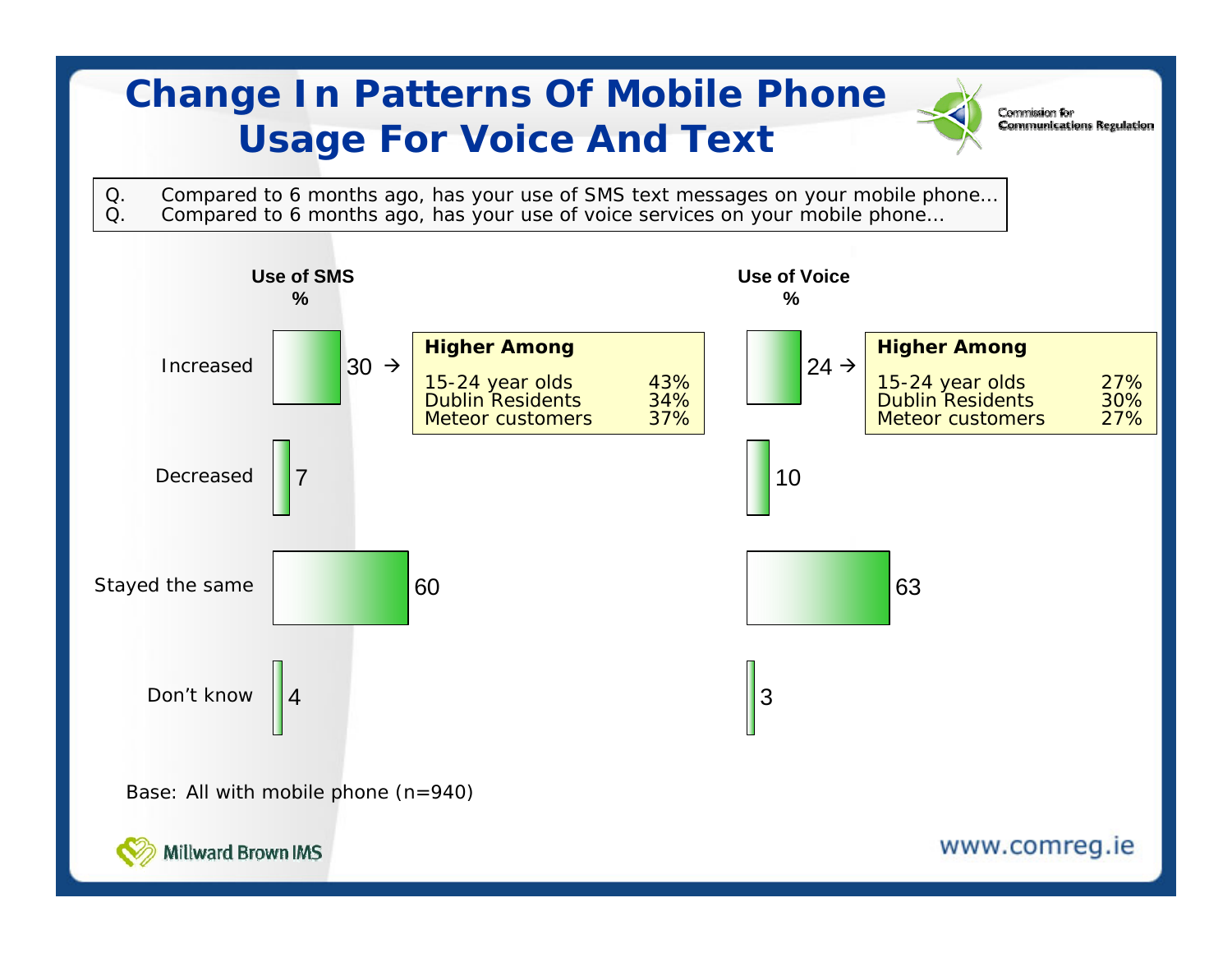# Change In Patterns Of Mobile Phone Usage For Voice And Text

Q. Compared to 6 months ago, has your use of SMS text messages on your mobile phone…
Q. Compared to 6 months ago, has your use of voice services on your mobile phone…

| | Use of SMS % | Use of Voice % |
|---|---|---|
| Increased | 30 | 24 |
| Decreased | 7 | 10 |
| Stayed the same | 60 | 63 |
| Don't know | 4 | 3 |

**Higher Among (Increased use of SMS)**

| | |
|---|---|
| 15-24 year olds | 43% |
| Dublin Residents | 34% |
| Meteor customers | 37% |

**Higher Among (Increased use of Voice)**

| | |
|---|---|
| 15-24 year olds | 27% |
| Dublin Residents | 30% |
| Meteor customers | 27% |

Base: All with mobile phone (n=940)

Millward Brown IMS

www.comreg.ie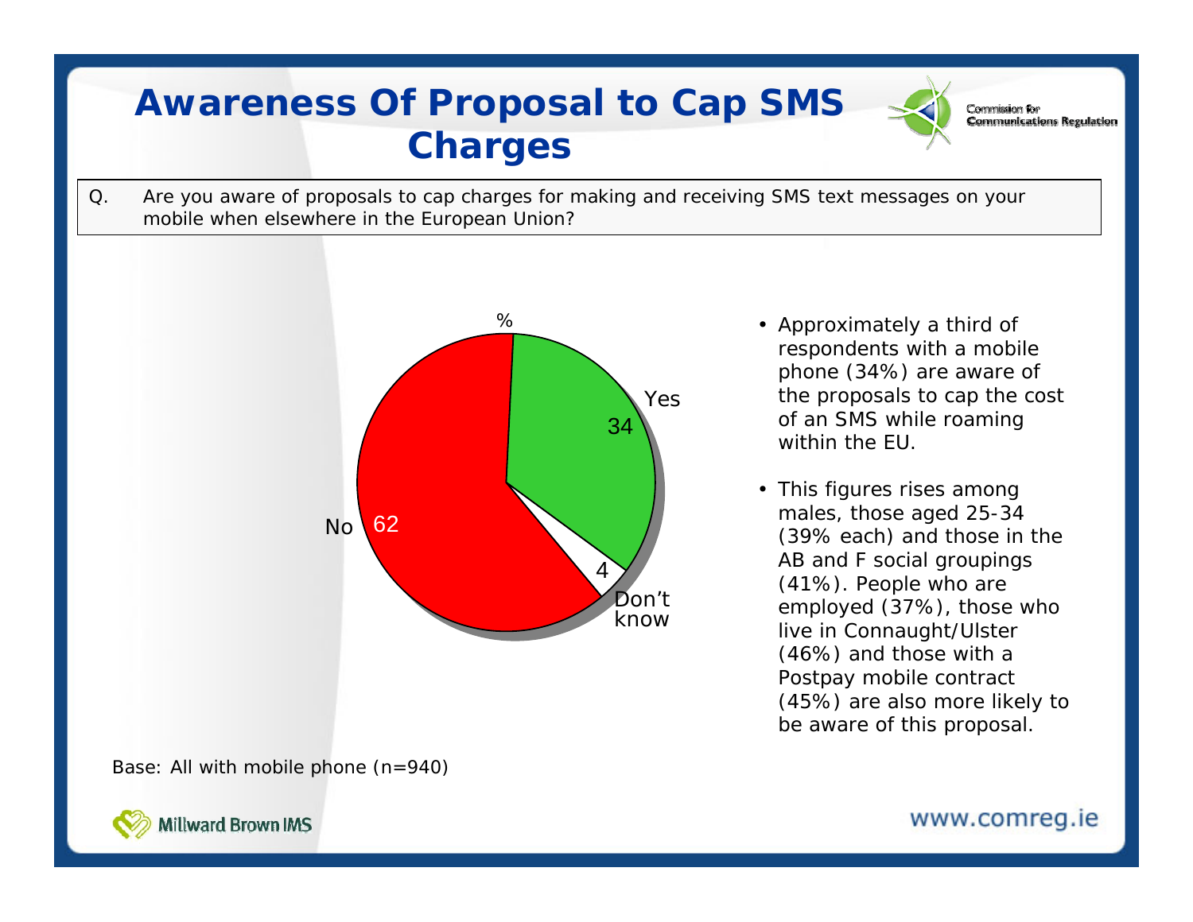# Awareness Of Proposal to Cap SMS Charges

Q. Are you aware of proposals to cap charges for making and receiving SMS text messages on your mobile when elsewhere in the European Union?

%

| Response | % |
|---|---|
| Yes | 34 |
| No | 62 |
| Don't know | 4 |

- Approximately a third of respondents with a mobile phone (34%) are aware of the proposals to cap the cost of an SMS while roaming within the EU.
- This figures rises among males, those aged 25-34 (39% each) and those in the AB and F social groupings (41%). People who are employed (37%), those who live in Connaught/Ulster (46%) and those with a Postpay mobile contract (45%) are also more likely to be aware of this proposal.

Base: All with mobile phone (n=940)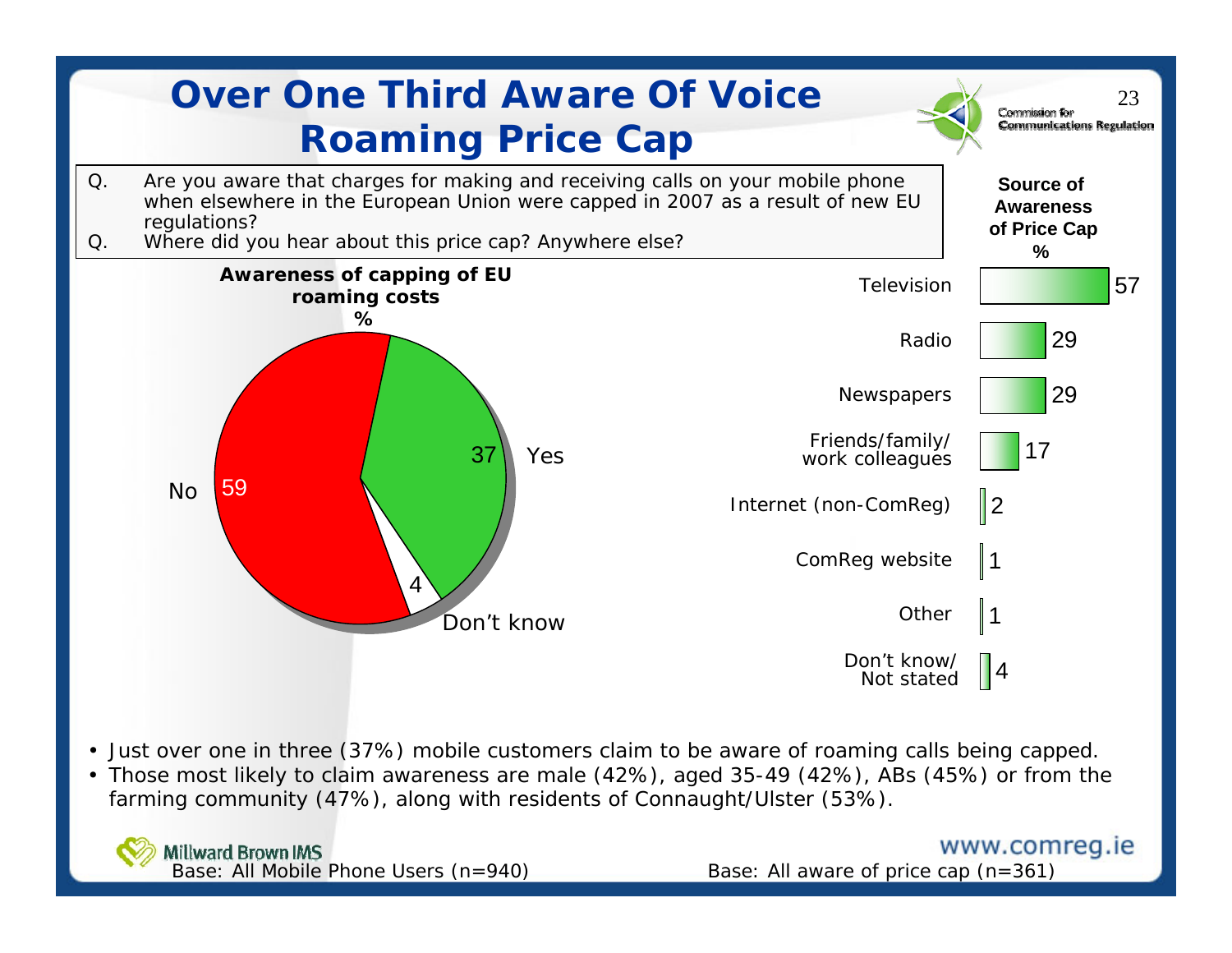# Over One Third Aware Of Voice Roaming Price Cap

Q. Are you aware that charges for making and receiving calls on your mobile phone when elsewhere in the European Union were capped in 2007 as a result of new EU regulations?

Q. Where did you hear about this price cap? Anywhere else?

**Awareness of capping of EU roaming costs**
**%**

| Response | % |
|---|---|
| Yes | 37 |
| No | 59 |
| Don't know | 4 |

**Source of Awareness of Price Cap**
**%**

| Source | % |
|---|---|
| Television | 57 |
| Radio | 29 |
| Newspapers | 29 |
| Friends/family/ work colleagues | 17 |
| Internet (non-ComReg) | 2 |
| ComReg website | 1 |
| Other | 1 |
| Don't know/ Not stated | 4 |

- Just over one in three (37%) mobile customers claim to be aware of roaming calls being capped.
- Those most likely to claim awareness are male (42%), aged 35-49 (42%), ABs (45%) or from the farming community (47%), along with residents of Connaught/Ulster (53%).

Base: All Mobile Phone Users (n=940)

Base: All aware of price cap (n=361)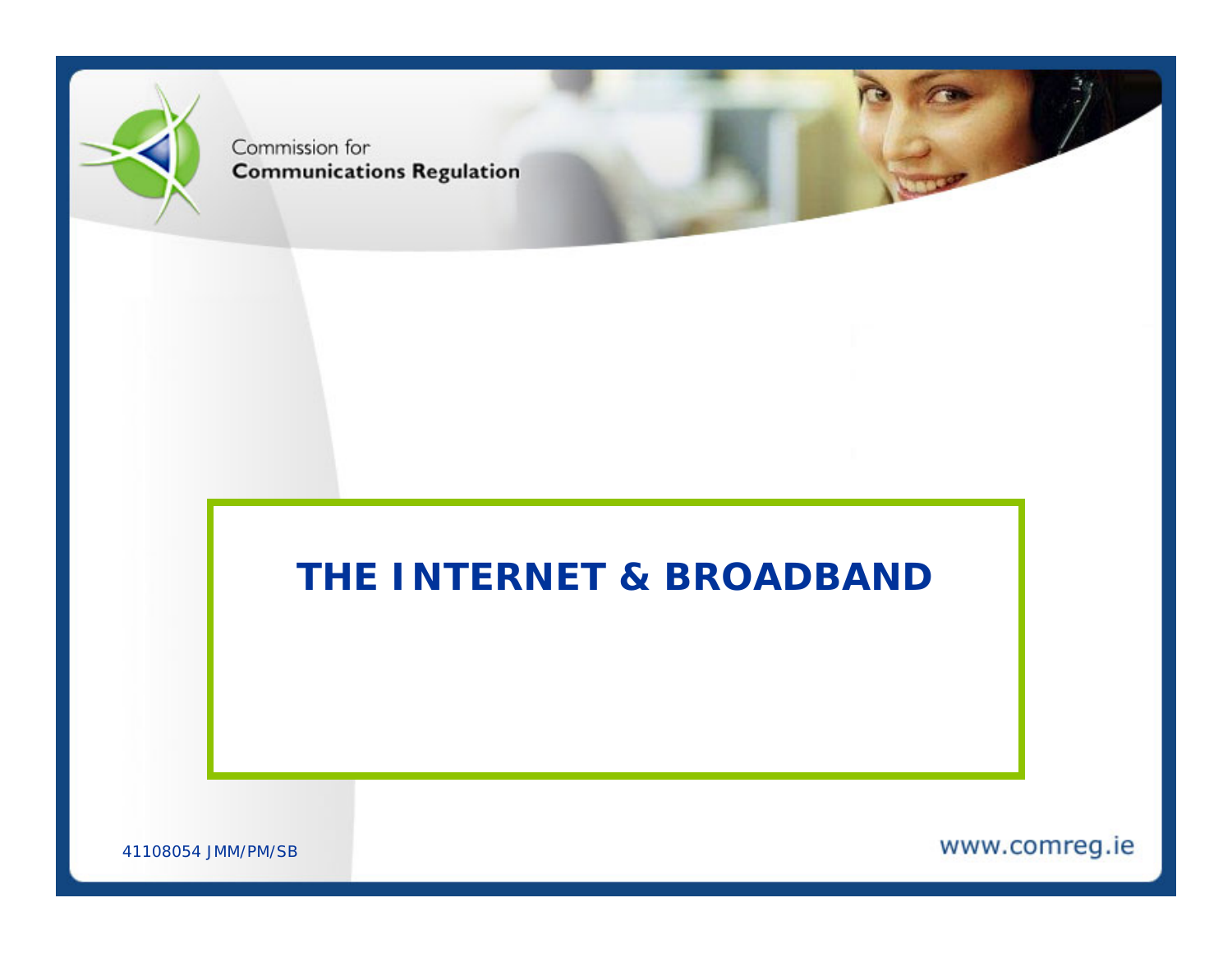Commission for
**Communications Regulation**

# THE INTERNET & BROADBAND

41108054 JMM/PM/SB

www.comreg.ie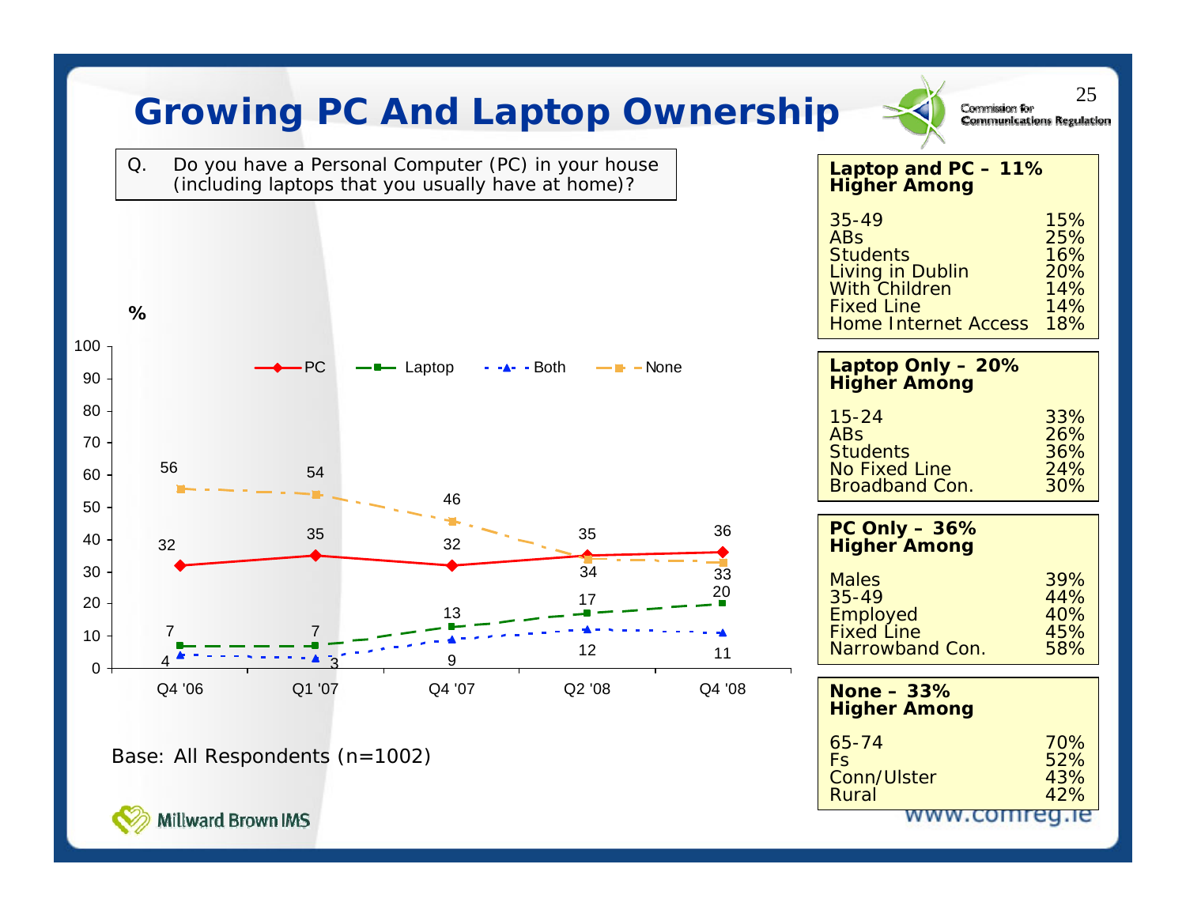# Growing PC And Laptop Ownership

Q. Do you have a Personal Computer (PC) in your house (including laptops that you usually have at home)?

| % | Q4 '06 | Q1 '07 | Q4 '07 | Q2 '08 | Q4 '08 |
|---|---|---|---|---|---|
| PC | 32 | 35 | 32 | 35 | 36 |
| Laptop | 7 | 7 | 13 | 17 | 20 |
| Both | 4 | 3 | 9 | 12 | 11 |
| None | 56 | 54 | 46 | 34 | 33 |

Base: All Respondents (n=1002)

**Laptop and PC – 11%**
**Higher Among**

| | |
|---|---|
| 35-49 | 15% |
| ABs | 25% |
| Students | 16% |
| Living in Dublin | 20% |
| With Children | 14% |
| Fixed Line | 14% |
| Home Internet Access | 18% |

**Laptop Only – 20%**
**Higher Among**

| | |
|---|---|
| 15-24 | 33% |
| ABs | 26% |
| Students | 36% |
| No Fixed Line | 24% |
| Broadband Con. | 30% |

**PC Only – 36%**
**Higher Among**

| | |
|---|---|
| Males | 39% |
| 35-49 | 44% |
| Employed | 40% |
| Fixed Line | 45% |
| Narrowband Con. | 58% |

**None – 33%**
**Higher Among**

| | |
|---|---|
| 65-74 | 70% |
| Fs | 52% |
| Conn/Ulster | 43% |
| Rural | 42% |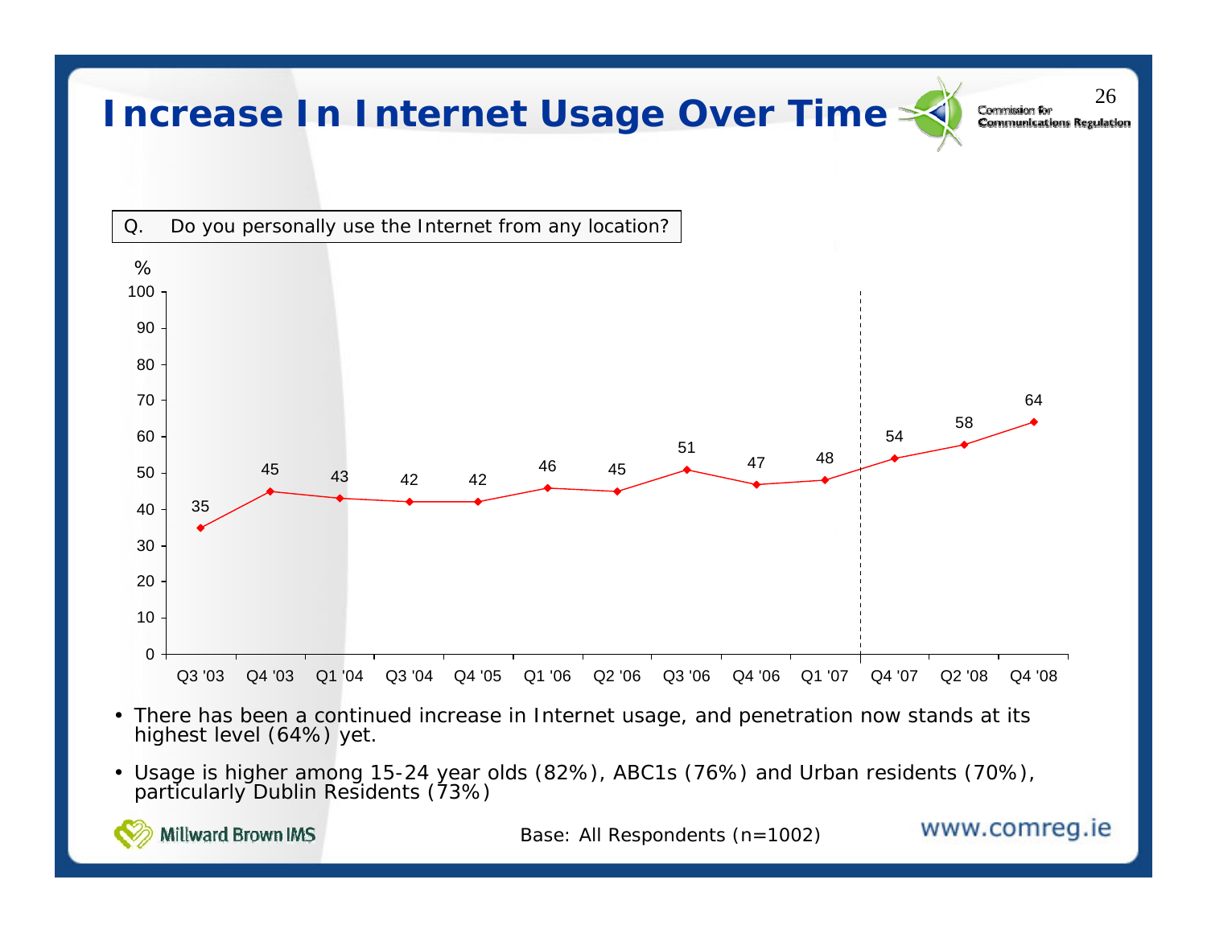# Increase In Internet Usage Over Time

Q. Do you personally use the Internet from any location?

| Period | % |
|---|---|
| Q3 '03 | 35 |
| Q4 '03 | 45 |
| Q1 '04 | 43 |
| Q3 '04 | 42 |
| Q4 '05 | 42 |
| Q1 '06 | 46 |
| Q2 '06 | 45 |
| Q3 '06 | 51 |
| Q4 '06 | 47 |
| Q1 '07 | 48 |
| Q4 '07 | 54 |
| Q2 '08 | 58 |
| Q4 '08 | 64 |

- There has been a continued increase in Internet usage, and penetration now stands at its highest level (64%) yet.
- Usage is higher among 15-24 year olds (82%), ABC1s (76%) and Urban residents (70%), particularly Dublin Residents (73%)

Base: All Respondents (n=1002)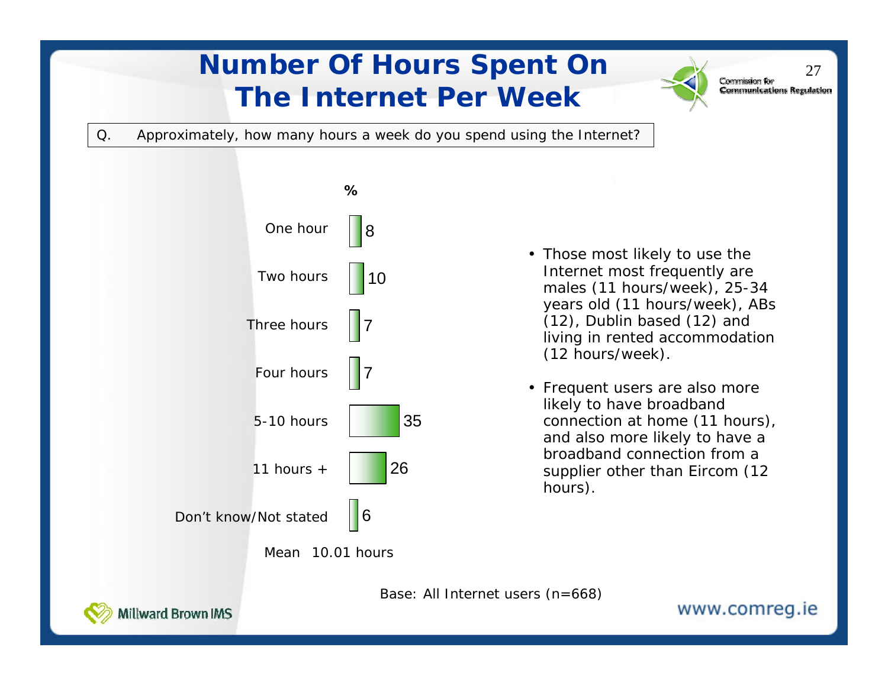# Number Of Hours Spent On The Internet Per Week

Q. Approximately, how many hours a week do you spend using the Internet?

| | % |
|---|---|
| One hour | 8 |
| Two hours | 10 |
| Three hours | 7 |
| Four hours | 7 |
| 5-10 hours | 35 |
| 11 hours + | 26 |
| Don't know/Not stated | 6 |

Mean 10.01 hours

- Those most likely to use the Internet most frequently are males (11 hours/week), 25-34 years old (11 hours/week), ABs (12), Dublin based (12) and living in rented accommodation (12 hours/week).
- Frequent users are also more likely to have broadband connection at home (11 hours), and also more likely to have a broadband connection from a supplier other than Eircom (12 hours).

Base: All Internet users (n=668)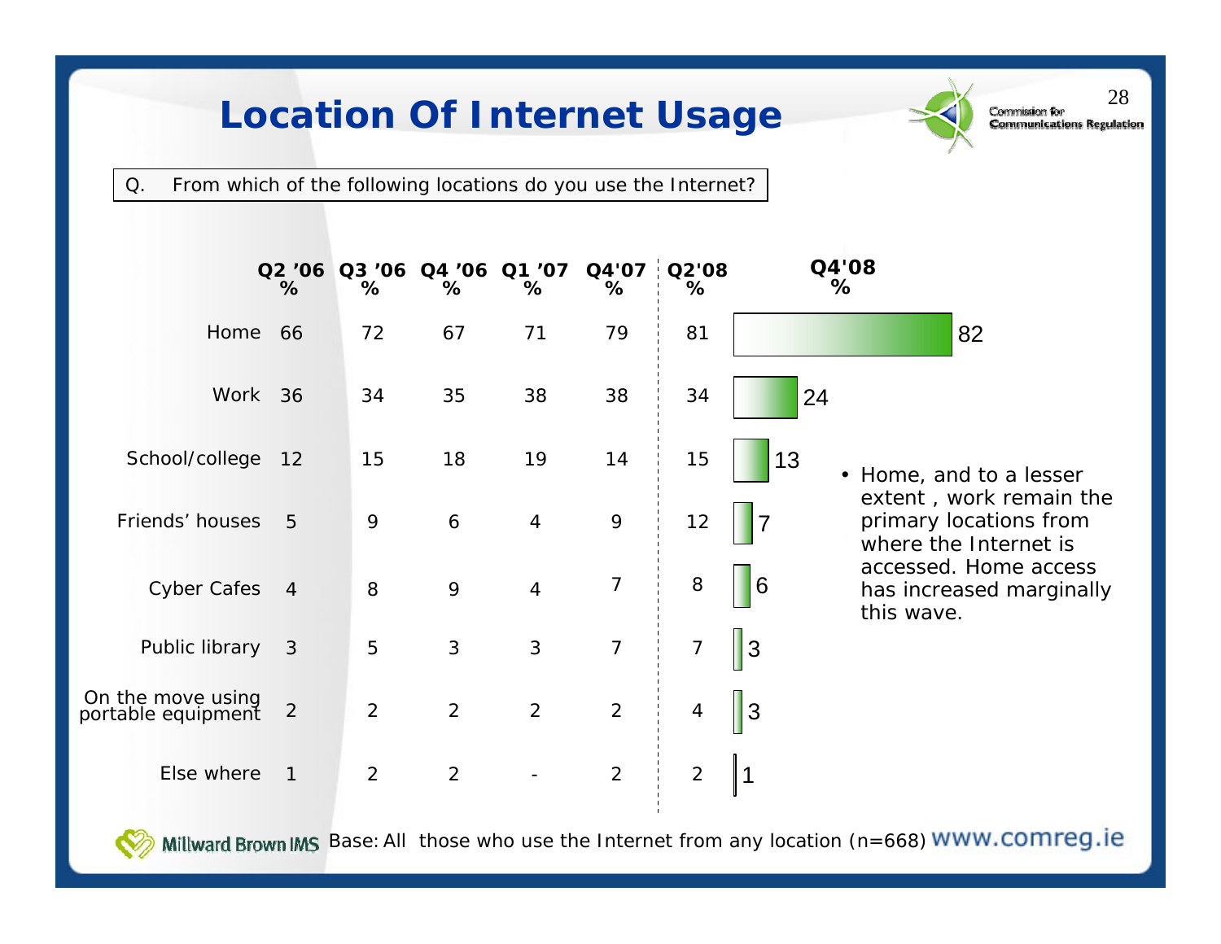# Location Of Internet Usage

Q. From which of the following locations do you use the Internet?

| | Q2 '06 % | Q3 '06 % | Q4 '06 % | Q1 '07 % | Q4'07 % | Q2'08 % | Q4'08 % |
|---|---|---|---|---|---|---|---|
| Home | 66 | 72 | 67 | 71 | 79 | 81 | 82 |
| Work | 36 | 34 | 35 | 38 | 38 | 34 | 24 |
| School/college | 12 | 15 | 18 | 19 | 14 | 15 | 13 |
| Friends' houses | 5 | 9 | 6 | 4 | 9 | 12 | 7 |
| Cyber Cafes | 4 | 8 | 9 | 4 | 7 | 8 | 6 |
| Public library | 3 | 5 | 3 | 3 | 7 | 7 | 3 |
| On the move using portable equipment | 2 | 2 | 2 | 2 | 2 | 4 | 3 |
| Else where | 1 | 2 | 2 | - | 2 | 2 | 1 |

- Home, and to a lesser extent , work remain the primary locations from where the Internet is accessed. Home access has increased marginally this wave.

Base: All those who use the Internet from any location (n=668)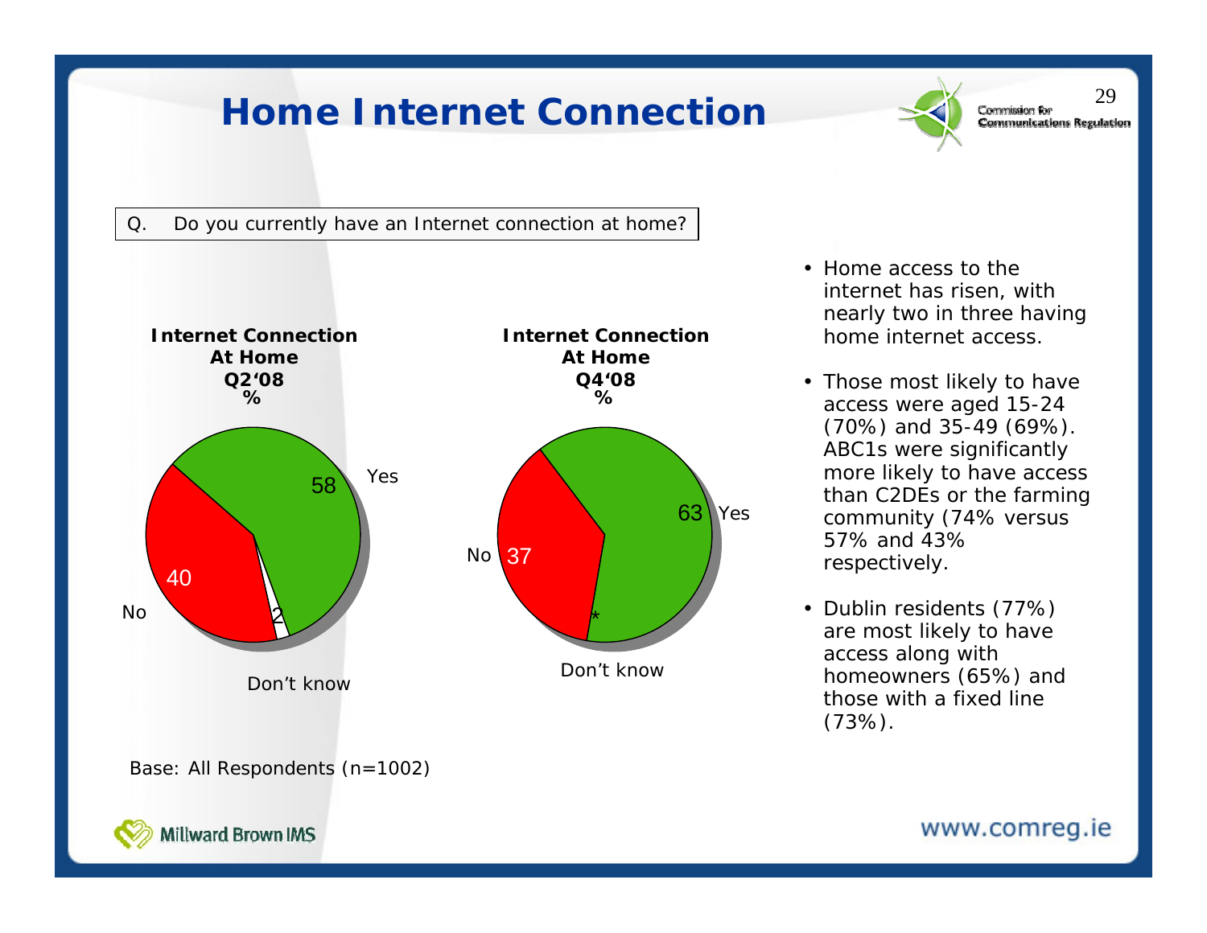# Home Internet Connection

Q. Do you currently have an Internet connection at home?

**Internet Connection At Home Q2'08 %**

| | % |
|---|---|
| Yes | 58 |
| No | 40 |
| Don't know | 2 |

**Internet Connection At Home Q4'08 %**

| | % |
|---|---|
| Yes | 63 |
| No | 37 |
| Don't know | * |

Base: All Respondents (n=1002)

- Home access to the internet has risen, with nearly two in three having home internet access.
- Those most likely to have access were aged 15-24 (70%) and 35-49 (69%). ABC1s were significantly more likely to have access than C2DEs or the farming community (74% versus 57% and 43% respectively.
- Dublin residents (77%) are most likely to have access along with homeowners (65%) and those with a fixed line (73%).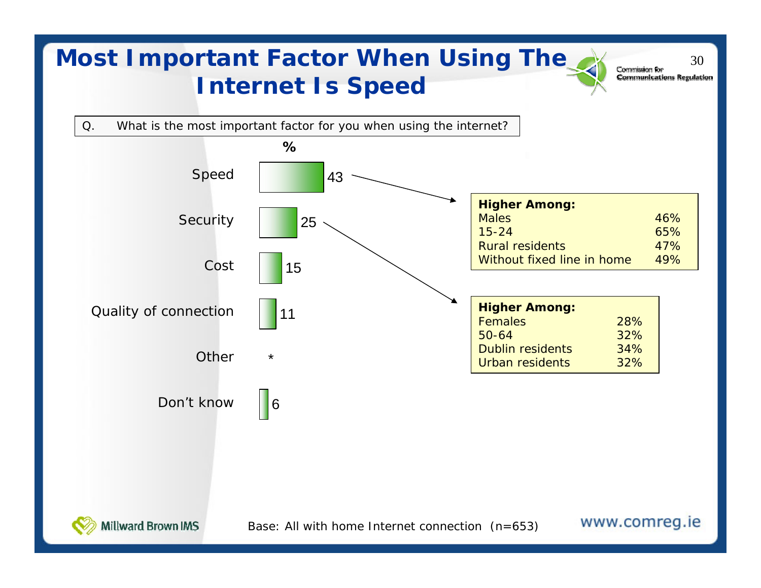# Most Important Factor When Using The Internet Is Speed

Q. What is the most important factor for you when using the internet?

| | % |
|---|---|
| Speed | 43 |
| Security | 25 |
| Cost | 15 |
| Quality of connection | 11 |
| Other | * |
| Don't know | 6 |

**Speed – Higher Among:**

| | |
|---|---|
| Males | 46% |
| 15-24 | 65% |
| Rural residents | 47% |
| Without fixed line in home | 49% |

**Security – Higher Among:**

| | |
|---|---|
| Females | 28% |
| 50-64 | 32% |
| Dublin residents | 34% |
| Urban residents | 32% |

Base: All with home Internet connection (n=653)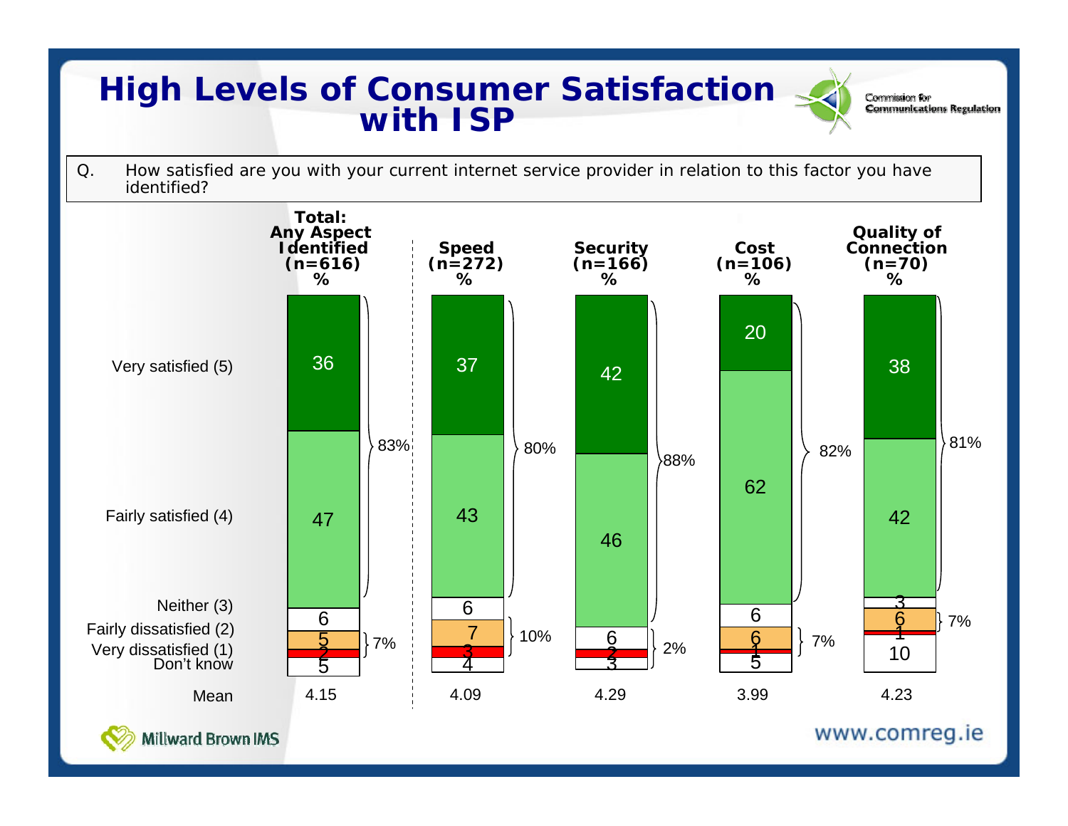# High Levels of Consumer Satisfaction with ISP

Q. How satisfied are you with your current internet service provider in relation to this factor you have identified?

| | Total: Any Aspect Identified (n=616) % | Speed (n=272) % | Security (n=166) % | Cost (n=106) % | Quality of Connection (n=70) % |
|---|---|---|---|---|---|
| Very satisfied (5) | 36 | 37 | 42 | 20 | 38 |
| Fairly satisfied (4) | 47 | 43 | 46 | 62 | 42 |
| Satisfied (4+5) | 83% | 80% | 88% | 82% | 81% |
| Neither (3) | 6 | 6 | 6 | 6 | 3 |
| Fairly dissatisfied (2) | 5 | 7 | 2 | 6 | 6 |
| Very dissatisfied (1) | 2 | 3 | 3 | 1 | 1 |
| Dissatisfied (1+2) | 7% | 10% | 2% | 7% | 7% |
| Don't know | 5 | 4 | | 5 | 10 |
| Mean | 4.15 | 4.09 | 4.29 | 3.99 | 4.23 |

Millward Brown IMS

www.comreg.ie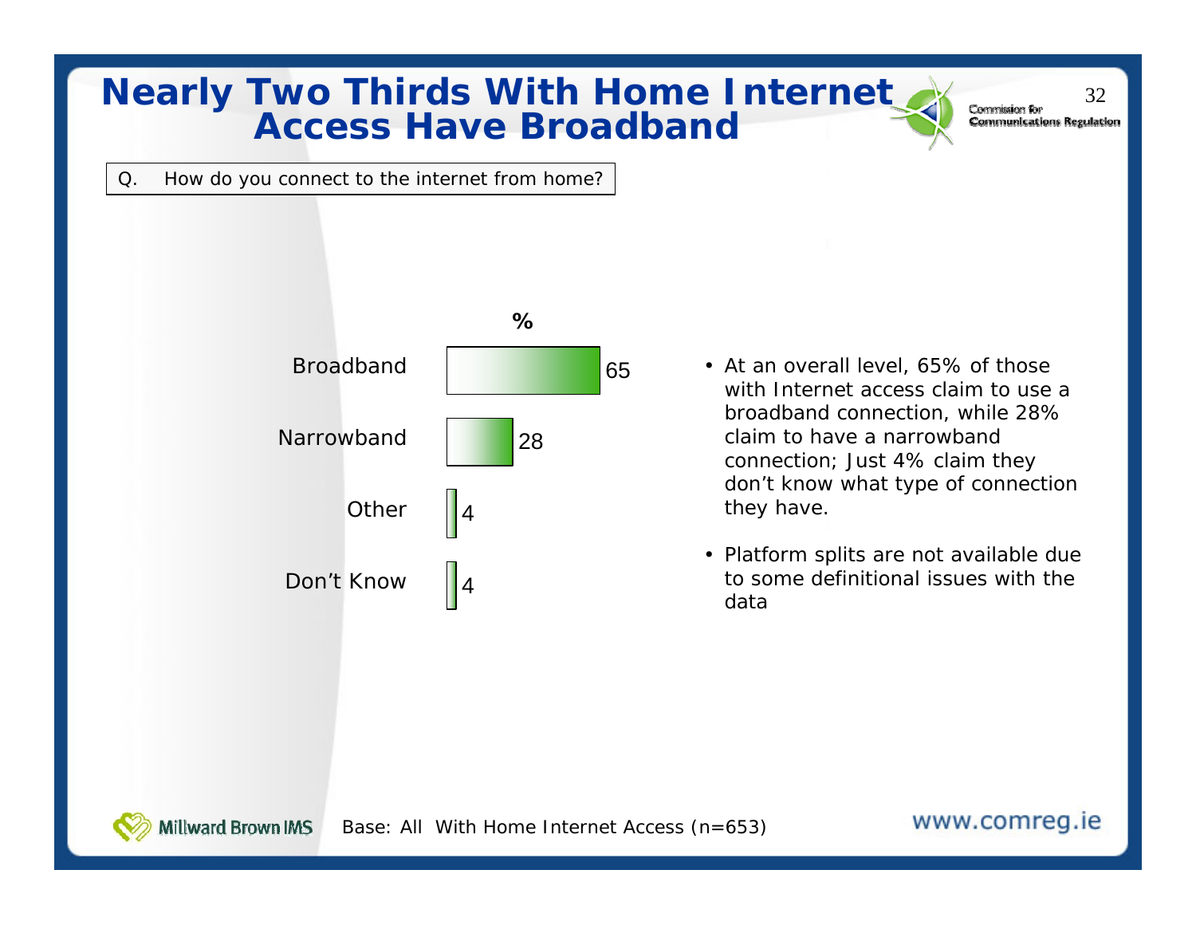# Nearly Two Thirds With Home Internet Access Have Broadband

Q. How do you connect to the internet from home?

| | % |
|---|---|
| Broadband | 65 |
| Narrowband | 28 |
| Other | 4 |
| Don't Know | 4 |

- At an overall level, 65% of those with Internet access claim to use a broadband connection, while 28% claim to have a narrowband connection; Just 4% claim they don't know what type of connection they have.
- Platform splits are not available due to some definitional issues with the data

Base: All With Home Internet Access (n=653)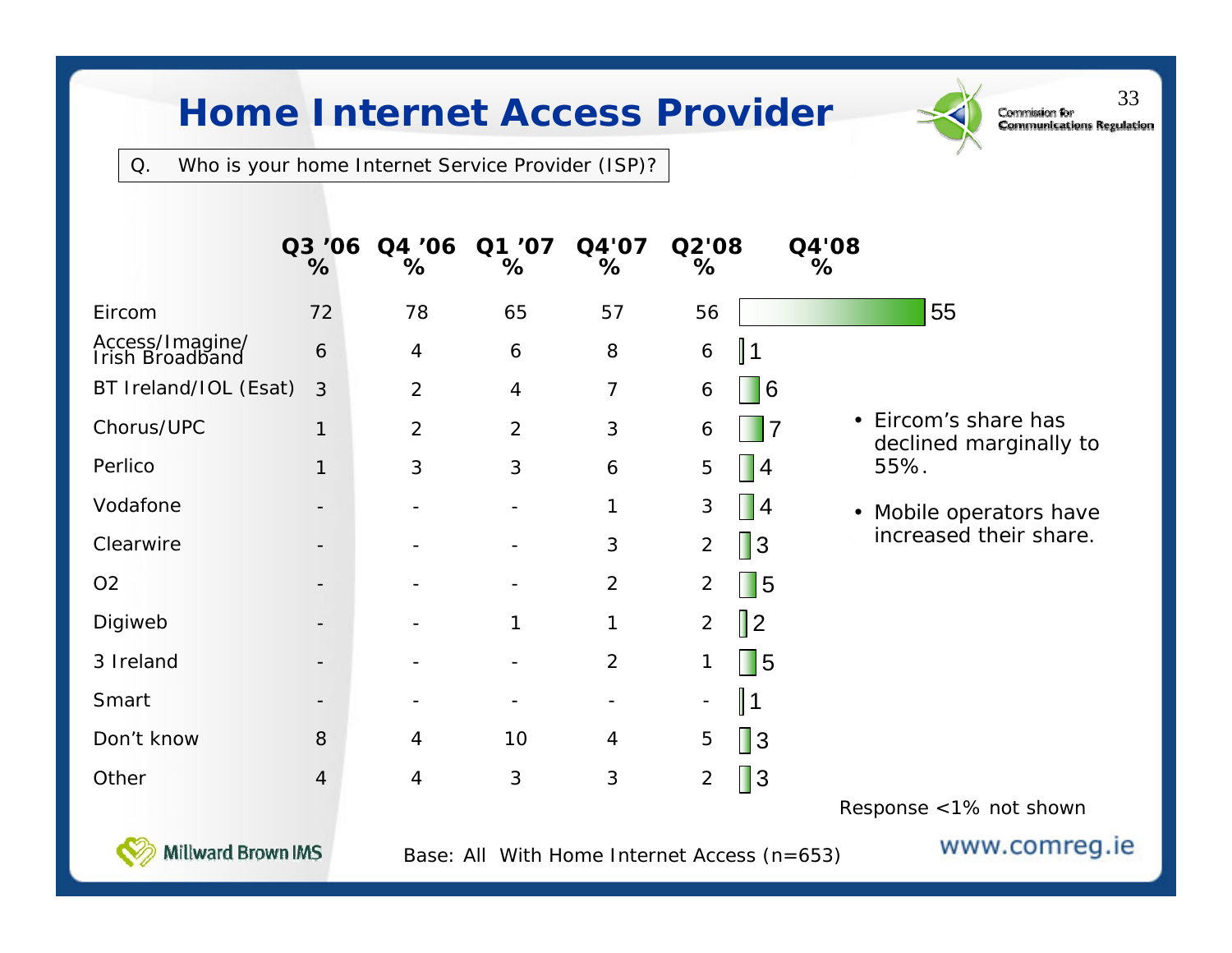# Home Internet Access Provider

Q. Who is your home Internet Service Provider (ISP)?

| | Q3 '06 % | Q4 '06 % | Q1 '07 % | Q4'07 % | Q2'08 % | Q4'08 % |
|---|---|---|---|---|---|---|
| Eircom | 72 | 78 | 65 | 57 | 56 | 55 |
| Access/Imagine/ Irish Broadband | 6 | 4 | 6 | 8 | 6 | 1 |
| BT Ireland/IOL (Esat) | 3 | 2 | 4 | 7 | 6 | 6 |
| Chorus/UPC | 1 | 2 | 2 | 3 | 6 | 7 |
| Perlico | 1 | 3 | 3 | 6 | 5 | 4 |
| Vodafone | - | - | - | 1 | 3 | 4 |
| Clearwire | - | - | - | 3 | 2 | 3 |
| O2 | - | - | - | 2 | 2 | 5 |
| Digiweb | - | - | 1 | 1 | 2 | 2 |
| 3 Ireland | - | - | - | 2 | 1 | 5 |
| Smart | - | - | - | - | - | 1 |
| Don't know | 8 | 4 | 10 | 4 | 5 | 3 |
| Other | 4 | 4 | 3 | 3 | 2 | 3 |

- Eircom's share has declined marginally to 55%.
- Mobile operators have increased their share.

Response <1% not shown

Base: All With Home Internet Access (n=653)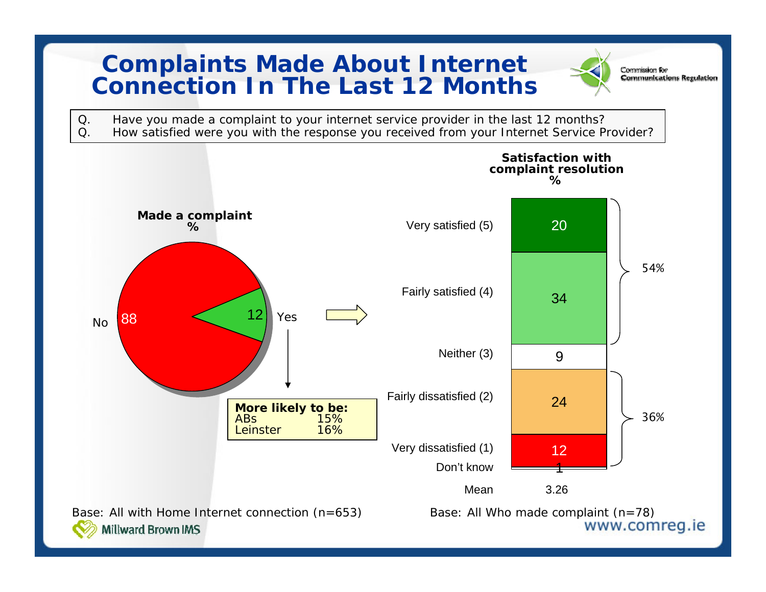# Complaints Made About Internet Connection In The Last 12 Months

Q. Have you made a complaint to your internet service provider in the last 12 months?
Q. How satisfied were you with the response you received from your Internet Service Provider?

**Made a complaint**
**%**

| | % |
|---|---|
| No | 88 |
| Yes | 12 |

**More likely to be:**

| | |
|---|---|
| ABs | 15% |
| Leinster | 16% |

**Satisfaction with complaint resolution**
**%**

| | % | |
|---|---|---|
| Very satisfied (5) | 20 | 54% |
| Fairly satisfied (4) | 34 | |
| Neither (3) | 9 | |
| Fairly dissatisfied (2) | 24 | 36% |
| Very dissatisfied (1) | 12 | |
| Don't know | 1 | |
| Mean | 3.26 | |

Base: All with Home Internet connection (n=653)

Base: All Who made complaint (n=78)

Millward Brown IMS

www.comreg.ie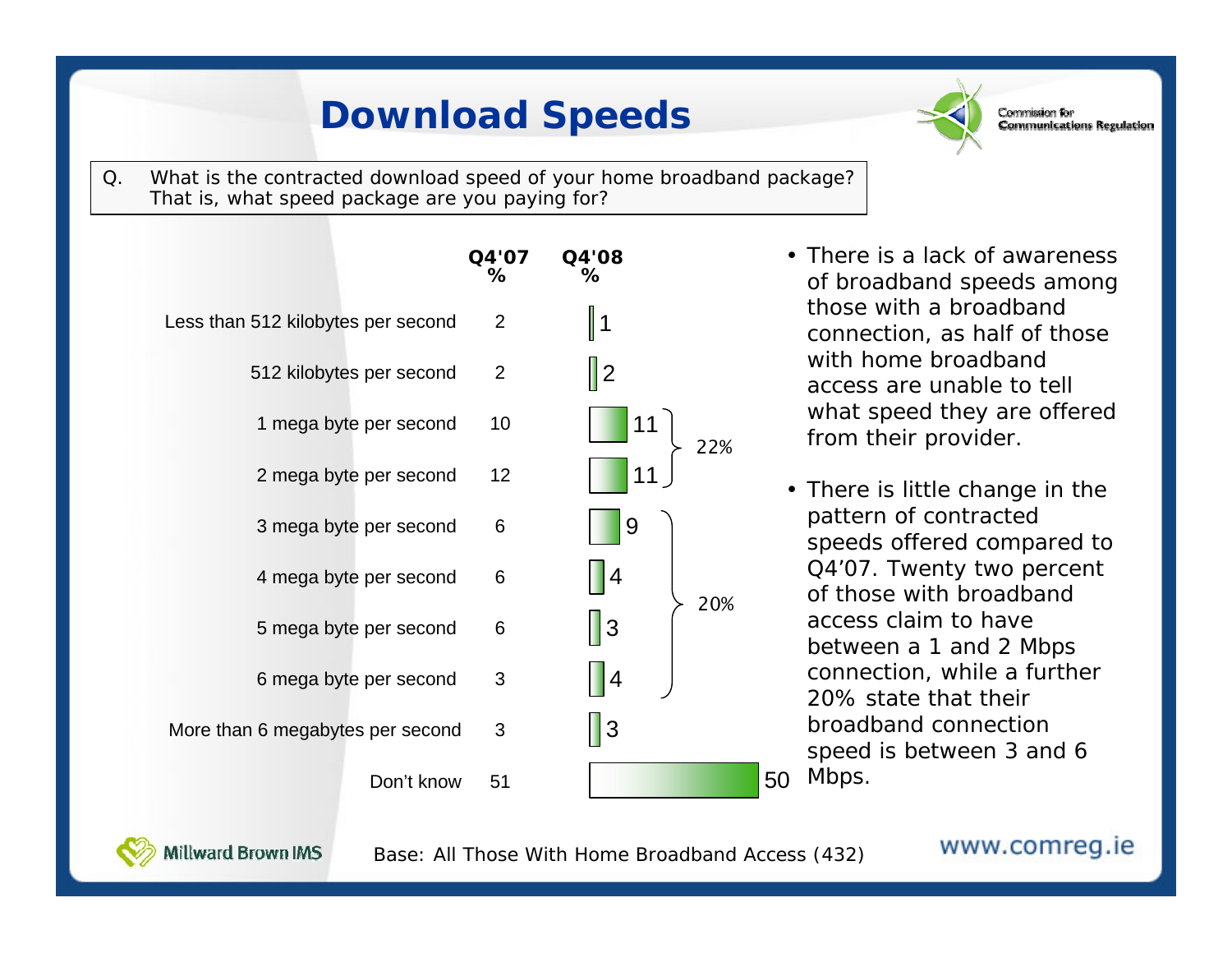# Download Speeds

Q. What is the contracted download speed of your home broadband package? That is, what speed package are you paying for?

| | Q4'07 % | Q4'08 % | |
|---|---|---|---|
| Less than 512 kilobytes per second | 2 | 1 | |
| 512 kilobytes per second | 2 | 2 | |
| 1 mega byte per second | 10 | 11 | 22% |
| 2 mega byte per second | 12 | 11 | |
| 3 mega byte per second | 6 | 9 | 20% |
| 4 mega byte per second | 6 | 4 | |
| 5 mega byte per second | 6 | 3 | |
| 6 mega byte per second | 3 | 4 | |
| More than 6 megabytes per second | 3 | 3 | |
| Don't know | 51 | 50 | |

- There is a lack of awareness of broadband speeds among those with a broadband connection, as half of those with home broadband access are unable to tell what speed they are offered from their provider.
- There is little change in the pattern of contracted speeds offered compared to Q4'07. Twenty two percent of those with broadband access claim to have between a 1 and 2 Mbps connection, while a further 20% state that their broadband connection speed is between 3 and 6 Mbps.

Base: All Those With Home Broadband Access (432)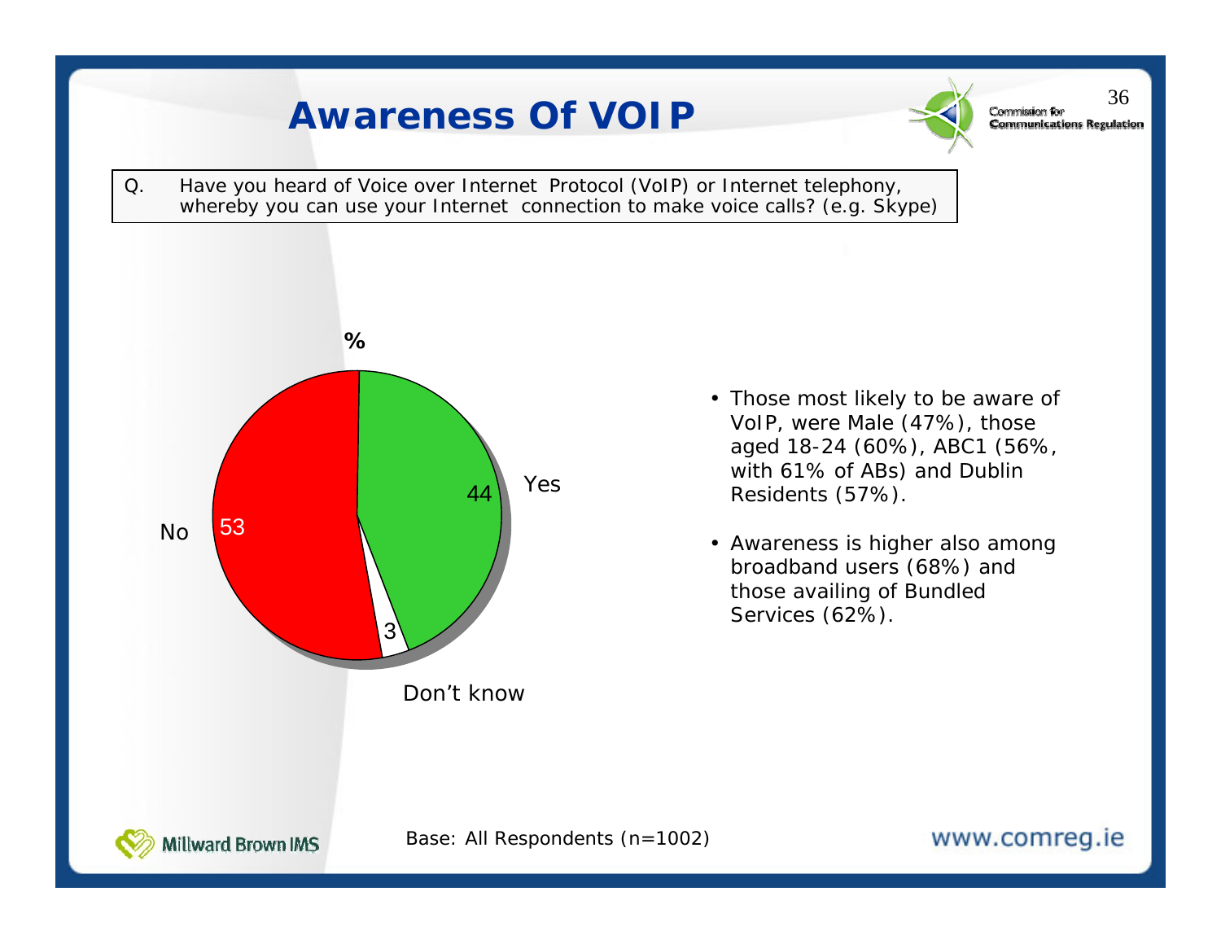# Awareness Of VOIP

Q. Have you heard of Voice over Internet Protocol (VoIP) or Internet telephony, whereby you can use your Internet connection to make voice calls? (e.g. Skype)

| Response | % |
|---|---|
| Yes | 44 |
| No | 53 |
| Don't know | 3 |

- Those most likely to be aware of VoIP, were Male (47%), those aged 18-24 (60%), ABC1 (56%, with 61% of ABs) and Dublin Residents (57%).
- Awareness is higher also among broadband users (68%) and those availing of Bundled Services (62%).

Base: All Respondents (n=1002)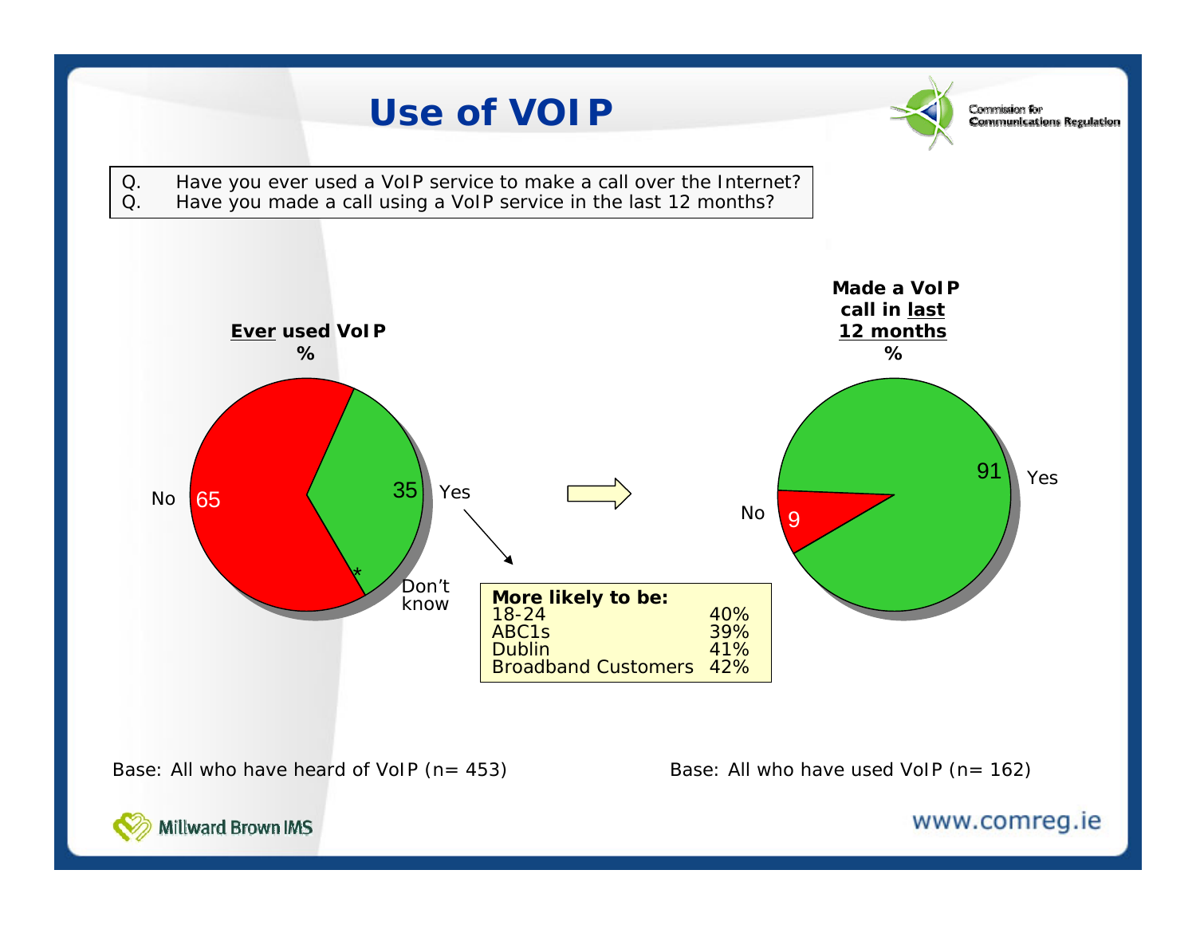# Use of VOIP

Q. Have you ever used a VoIP service to make a call over the Internet?
Q. Have you made a call using a VoIP service in the last 12 months?

**Ever used VoIP**
**%**

| | % |
|---|---|
| No | 65 |
| Yes | 35 |
| Don't know | * |

**More likely to be:**

| | |
|---|---|
| 18-24 | 40% |
| ABC1s | 39% |
| Dublin | 41% |
| Broadband Customers | 42% |

**Made a VoIP call in last 12 months**
**%**

| | % |
|---|---|
| Yes | 91 |
| No | 9 |

Base: All who have heard of VoIP (n= 453)

Base: All who have used VoIP (n= 162)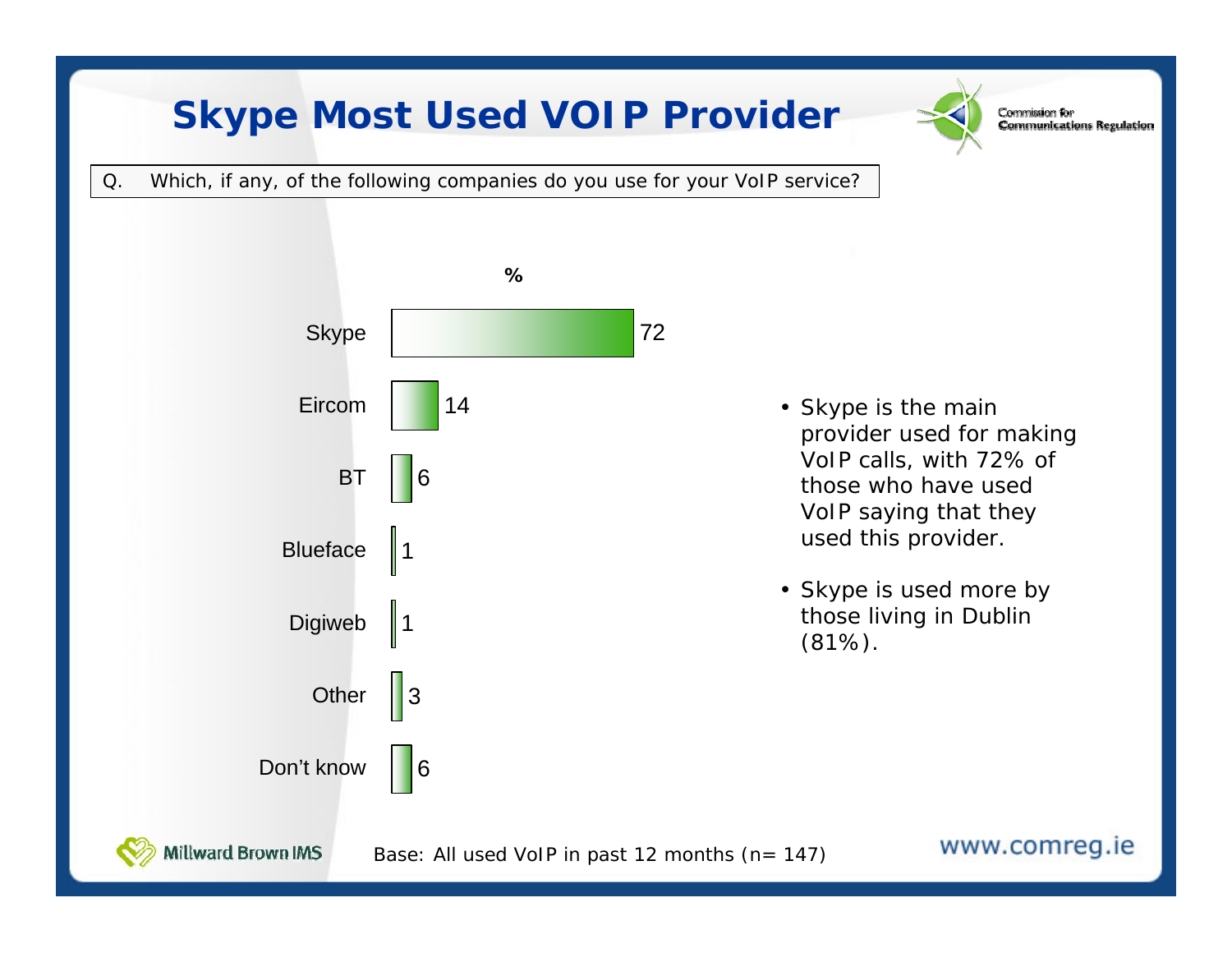# Skype Most Used VOIP Provider

Q. Which, if any, of the following companies do you use for your VoIP service?

| | % |
|---|---|
| Skype | 72 |
| Eircom | 14 |
| BT | 6 |
| Blueface | 1 |
| Digiweb | 1 |
| Other | 3 |
| Don't know | 6 |

- Skype is the main provider used for making VoIP calls, with 72% of those who have used VoIP saying that they used this provider.
- Skype is used more by those living in Dublin (81%).

Base: All used VoIP in past 12 months (n= 147)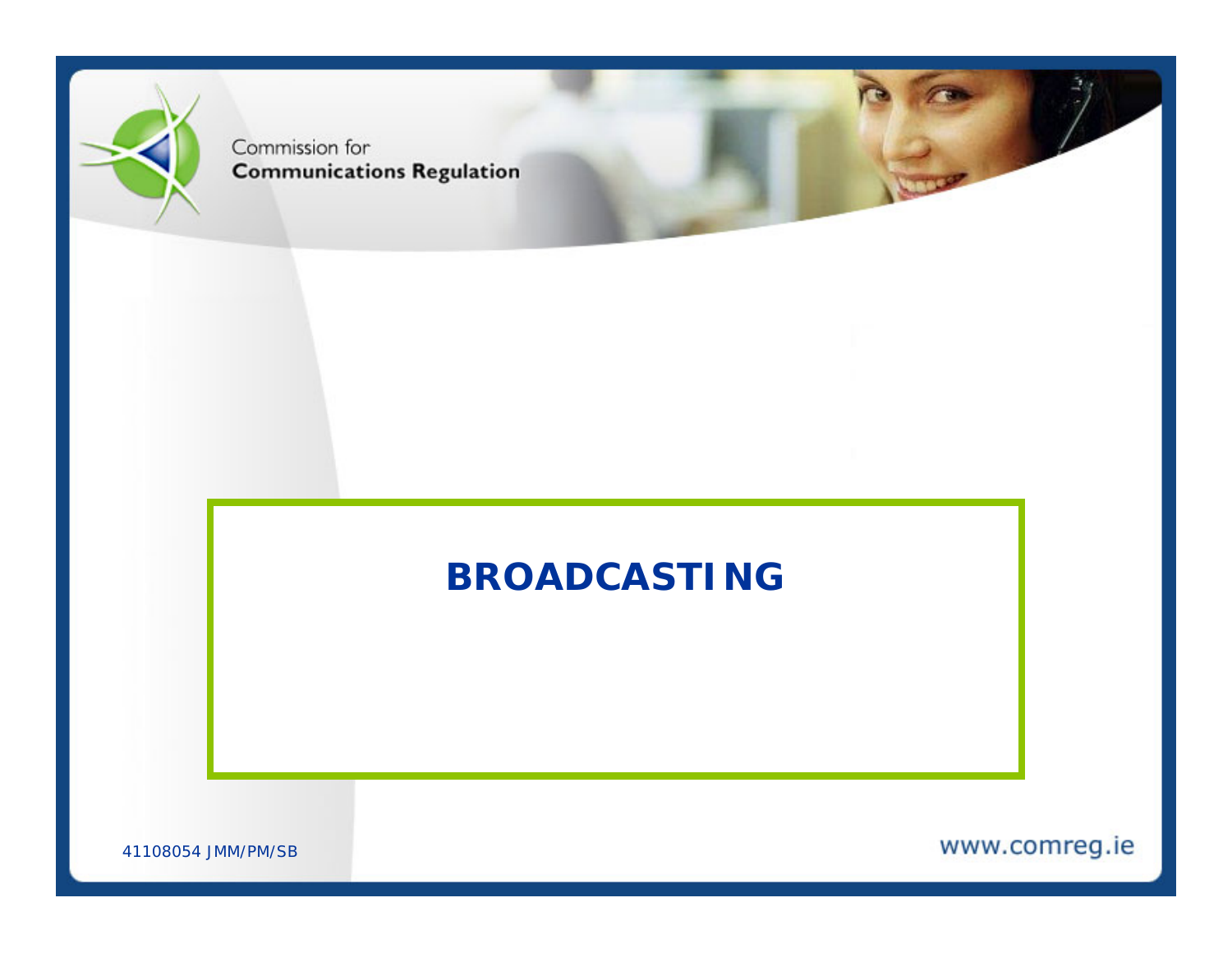# BROADCASTING

41108054 JMM/PM/SB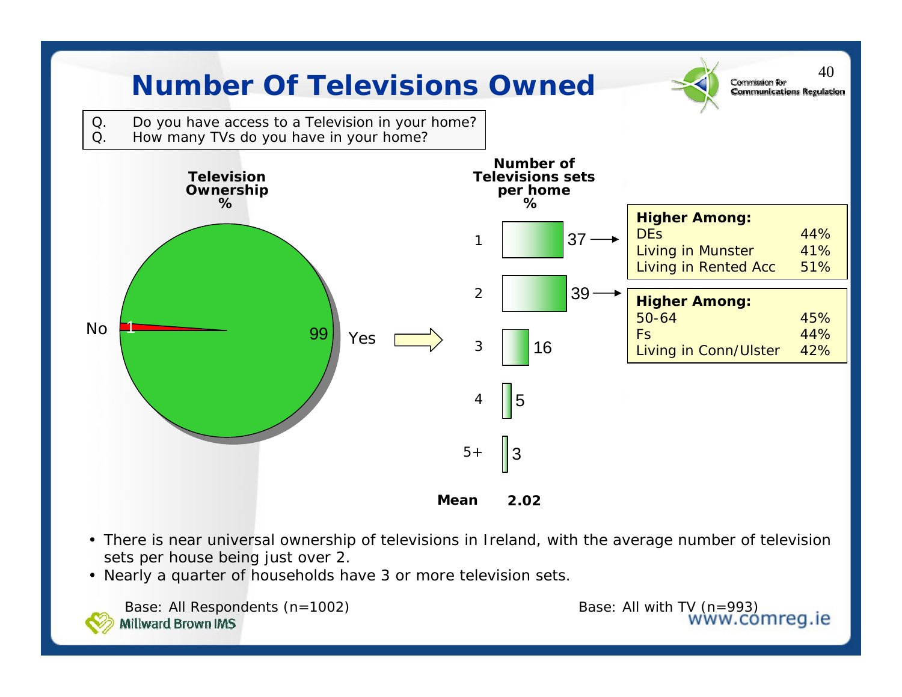# Number Of Televisions Owned

Q. Do you have access to a Television in your home?
Q. How many TVs do you have in your home?

**Television Ownership %**

| Response | % |
|---|---|
| Yes | 99 |
| No | 1 |

**Number of Televisions sets per home %**

| Number | % |
|---|---|
| 1 | 37 |
| 2 | 39 |
| 3 | 16 |
| 4 | 5 |
| 5+ | 3 |
| **Mean** | **2.02** |

**Higher Among (1 TV):**

| | |
|---|---|
| DEs | 44% |
| Living in Munster | 41% |
| Living in Rented Acc | 51% |

**Higher Among (2 TVs):**

| | |
|---|---|
| 50-64 | 45% |
| Fs | 44% |
| Living in Conn/Ulster | 42% |

- There is near universal ownership of televisions in Ireland, with the average number of television sets per house being just over 2.
- Nearly a quarter of households have 3 or more television sets.

Base: All Respondents (n=1002)

Base: All with TV (n=993)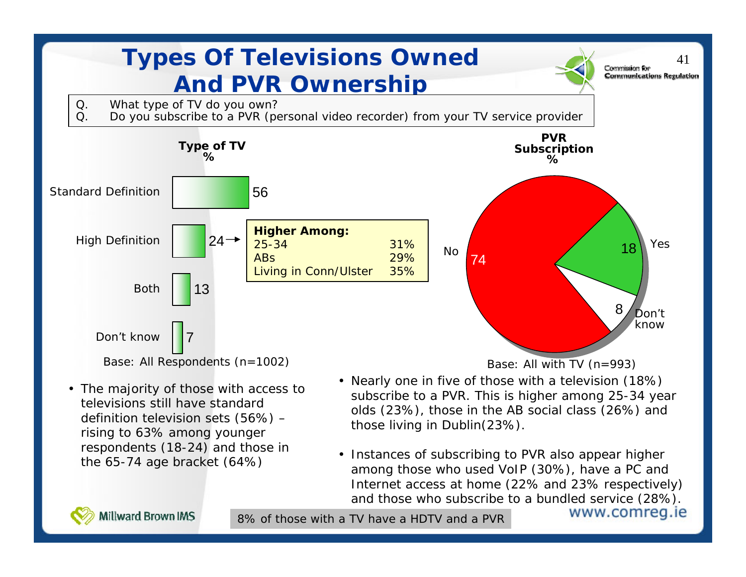# Types Of Televisions Owned And PVR Ownership

Q. What type of TV do you own?
Q. Do you subscribe to a PVR (personal video recorder) from your TV service provider

**Type of TV**
**%**

| Type of TV | % |
|---|---|
| Standard Definition | 56 |
| High Definition | 24 |
| Both | 13 |
| Don't know | 7 |

| **Higher Among:** | |
|---|---|
| 25-34 | 31% |
| ABs | 29% |
| Living in Conn/Ulster | 35% |

Base: All Respondents (n=1002)

**PVR Subscription**
**%**

| PVR Subscription | % |
|---|---|
| No | 74 |
| Yes | 18 |
| Don't know | 8 |

Base: All with TV (n=993)

- The majority of those with access to televisions still have standard definition television sets (56%) – rising to 63% among younger respondents (18-24) and those in the 65-74 age bracket (64%)

- Nearly one in five of those with a television (18%) subscribe to a PVR. This is higher among 25-34 year olds (23%), those in the AB social class (26%) and those living in Dublin(23%).

- Instances of subscribing to PVR also appear higher among those who used VoIP (30%), have a PC and Internet access at home (22% and 23% respectively) and those who subscribe to a bundled service (28%).

8% of those with a TV have a HDTV and a PVR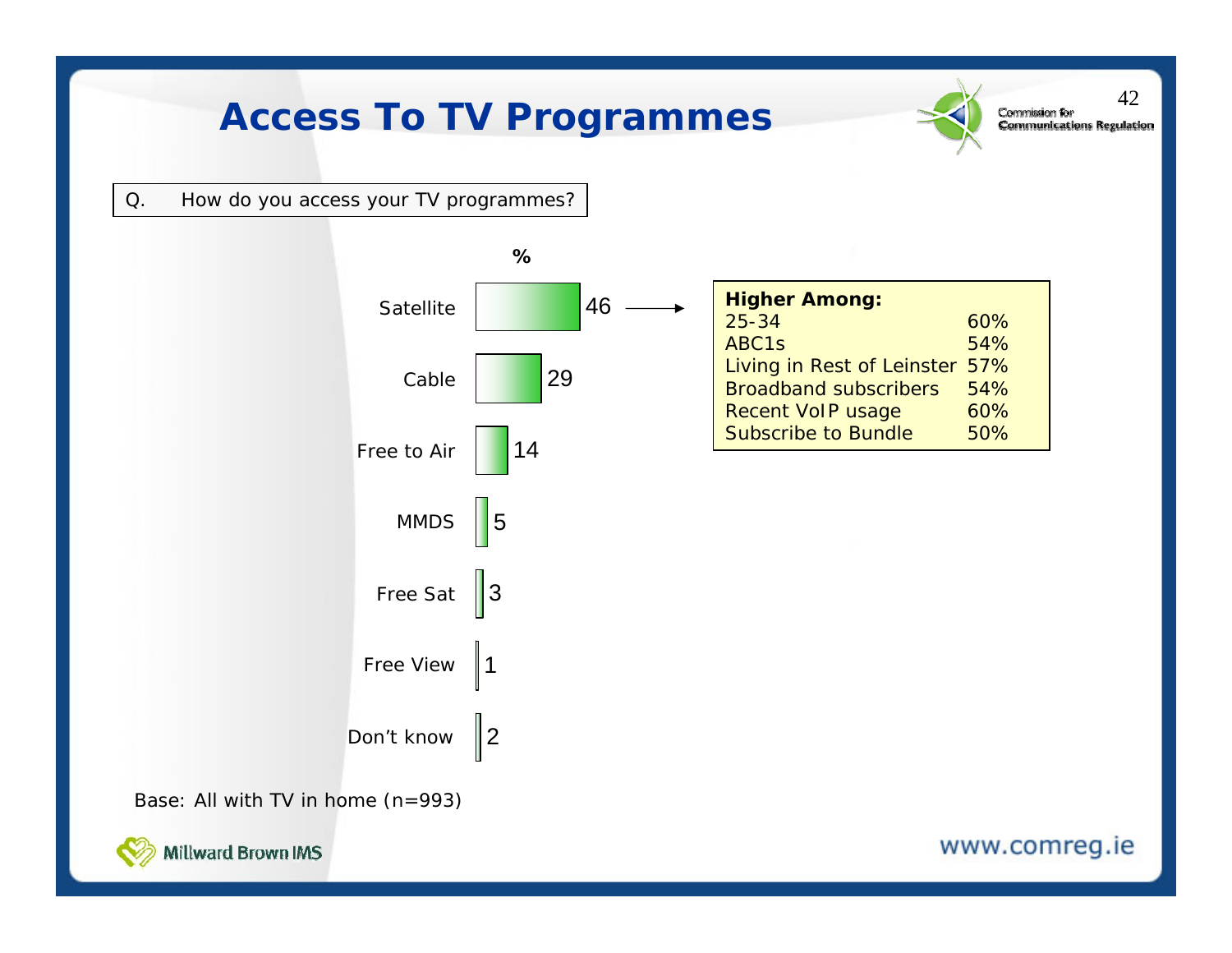# Access To TV Programmes

Q. How do you access your TV programmes?

| | % |
|---|---|
| Satellite | 46 |
| Cable | 29 |
| Free to Air | 14 |
| MMDS | 5 |
| Free Sat | 3 |
| Free View | 1 |
| Don't know | 2 |

| Higher Among: | |
|---|---|
| 25-34 | 60% |
| ABC1s | 54% |
| Living in Rest of Leinster | 57% |
| Broadband subscribers | 54% |
| Recent VoIP usage | 60% |
| Subscribe to Bundle | 50% |

Base: All with TV in home (n=993)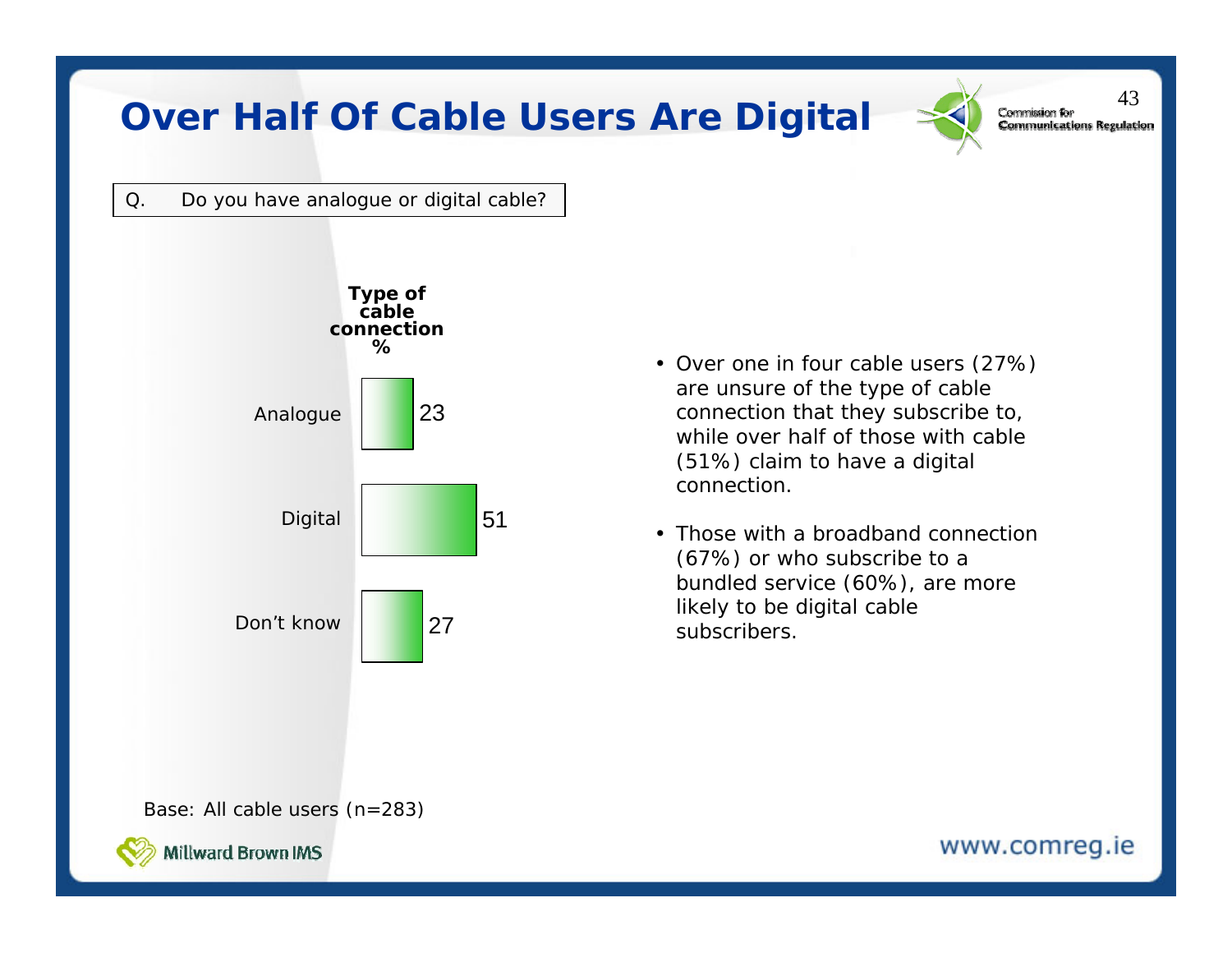# Over Half Of Cable Users Are Digital

Q. Do you have analogue or digital cable?

**Type of cable connection %**

| | % |
|---|---|
| Analogue | 23 |
| Digital | 51 |
| Don't know | 27 |

- Over one in four cable users (27%) are unsure of the type of cable connection that they subscribe to, while over half of those with cable (51%) claim to have a digital connection.
- Those with a broadband connection (67%) or who subscribe to a bundled service (60%), are more likely to be digital cable subscribers.

Base: All cable users (n=283)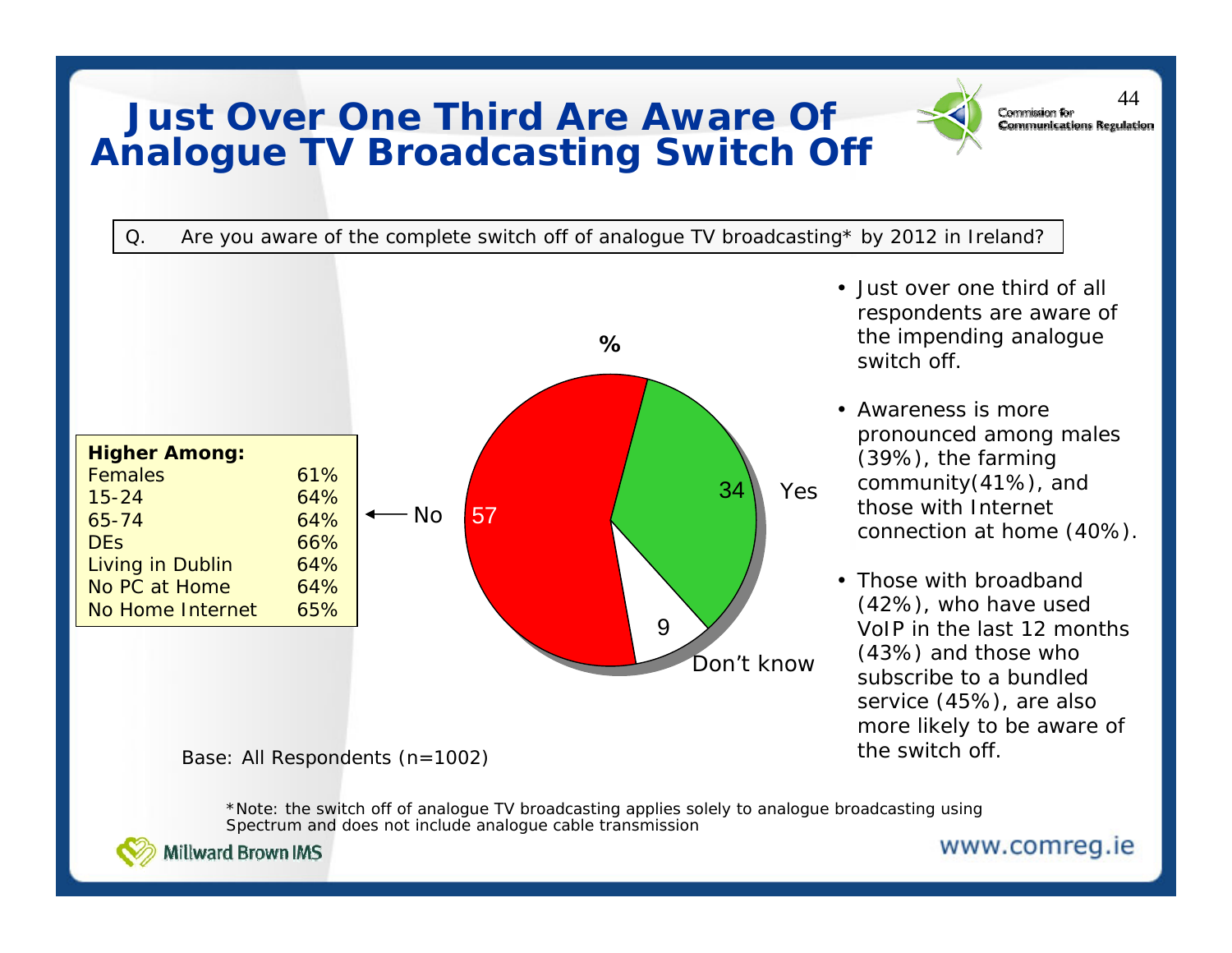# Just Over One Third Are Aware Of Analogue TV Broadcasting Switch Off

Q. Are you aware of the complete switch off of analogue TV broadcasting* by 2012 in Ireland?

%

| Response | % |
|---|---|
| Yes | 34 |
| No | 57 |
| Don't know | 9 |

No →

| Higher Among: | |
|---|---|
| Females | 61% |
| 15-24 | 64% |
| 65-74 | 64% |
| DEs | 66% |
| Living in Dublin | 64% |
| No PC at Home | 64% |
| No Home Internet | 65% |

Base: All Respondents (n=1002)

- Just over one third of all respondents are aware of the impending analogue switch off.
- Awareness is more pronounced among males (39%), the farming community(41%), and those with Internet connection at home (40%).
- Those with broadband (42%), who have used VoIP in the last 12 months (43%) and those who subscribe to a bundled service (45%), are also more likely to be aware of the switch off.

*Note: the switch off of analogue TV broadcasting applies solely to analogue broadcasting using Spectrum and does not include analogue cable transmission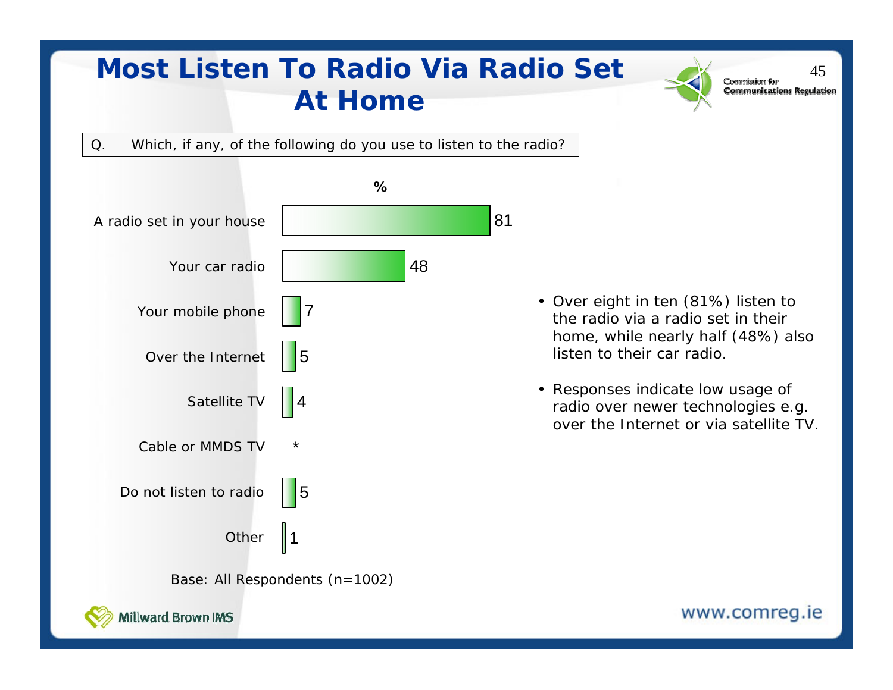# Most Listen To Radio Via Radio Set At Home

Q. Which, if any, of the following do you use to listen to the radio?

| | % |
|---|---|
| A radio set in your house | 81 |
| Your car radio | 48 |
| Your mobile phone | 7 |
| Over the Internet | 5 |
| Satellite TV | 4 |
| Cable or MMDS TV | * |
| Do not listen to radio | 5 |
| Other | 1 |

Base: All Respondents (n=1002)

- Over eight in ten (81%) listen to the radio via a radio set in their home, while nearly half (48%) also listen to their car radio.
- Responses indicate low usage of radio over newer technologies e.g. over the Internet or via satellite TV.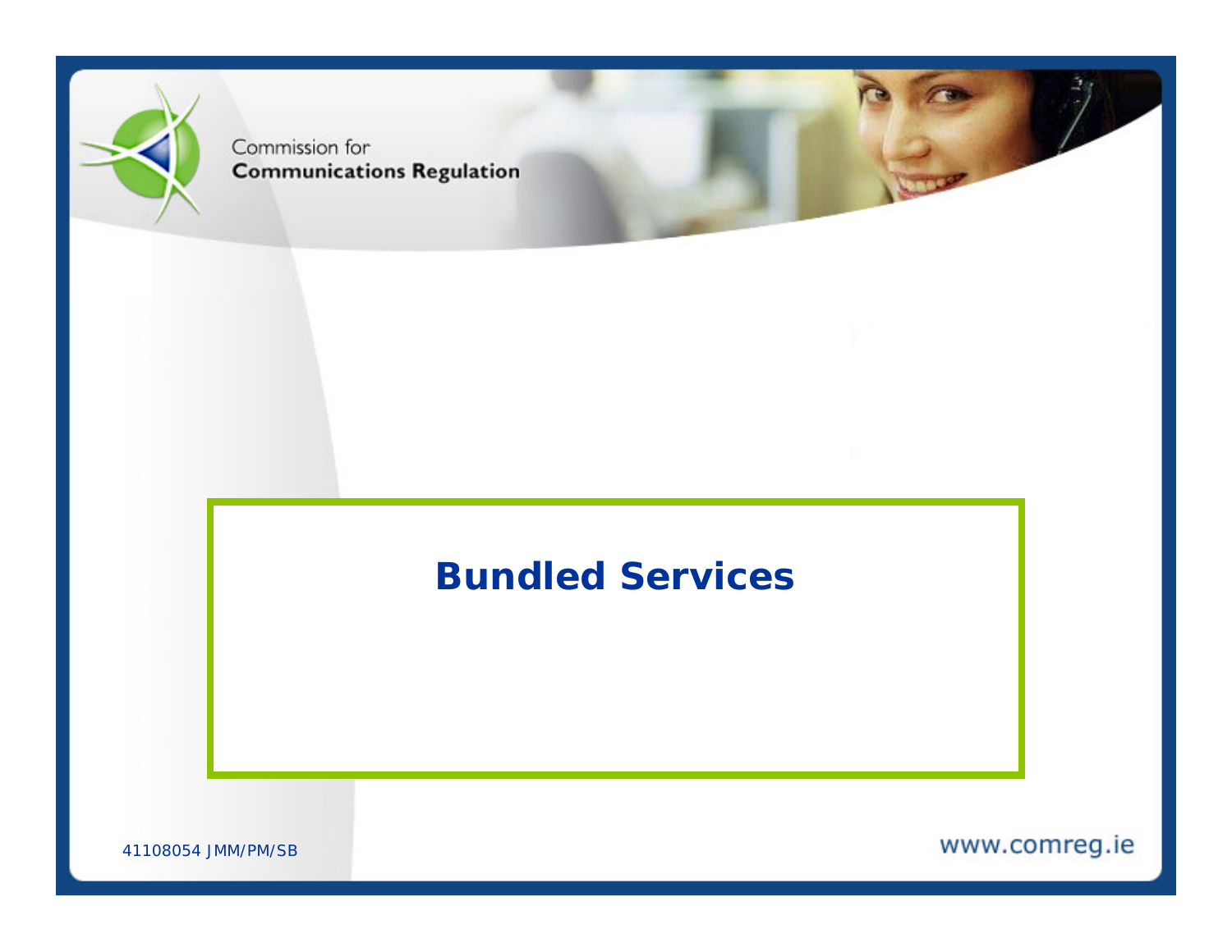Commission for
**Communications Regulation**

# Bundled Services

41108054 JMM/PM/SB

www.comreg.ie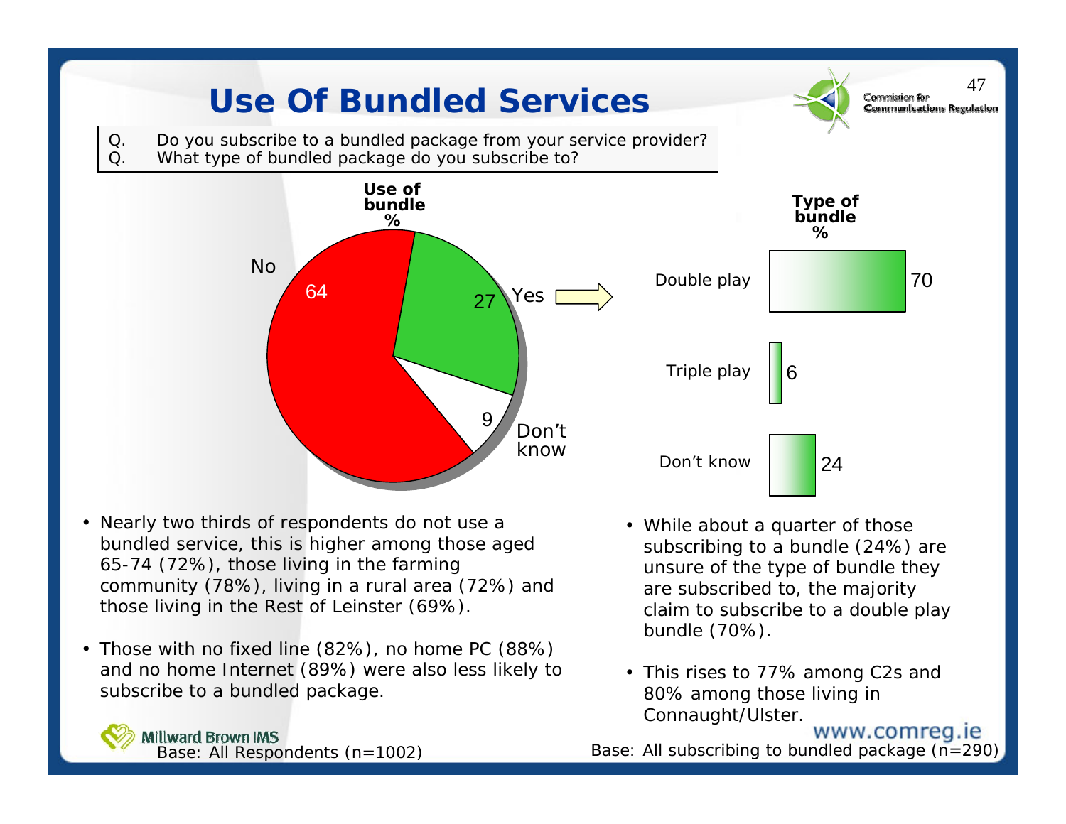# Use Of Bundled Services

Q. Do you subscribe to a bundled package from your service provider?
Q. What type of bundled package do you subscribe to?

**Use of bundle %**

| | % |
|---|---|
| No | 64 |
| Yes | 27 |
| Don't know | 9 |

**Type of bundle %**

| | % |
|---|---|
| Double play | 70 |
| Triple play | 6 |
| Don't know | 24 |

- Nearly two thirds of respondents do not use a bundled service, this is higher among those aged 65-74 (72%), those living in the farming community (78%), living in a rural area (72%) and those living in the Rest of Leinster (69%).
- Those with no fixed line (82%), no home PC (88%) and no home Internet (89%) were also less likely to subscribe to a bundled package.

Base: All Respondents (n=1002)

- While about a quarter of those subscribing to a bundle (24%) are unsure of the type of bundle they are subscribed to, the majority claim to subscribe to a double play bundle (70%).
- This rises to 77% among C2s and 80% among those living in Connaught/Ulster.

Base: All subscribing to bundled package (n=290)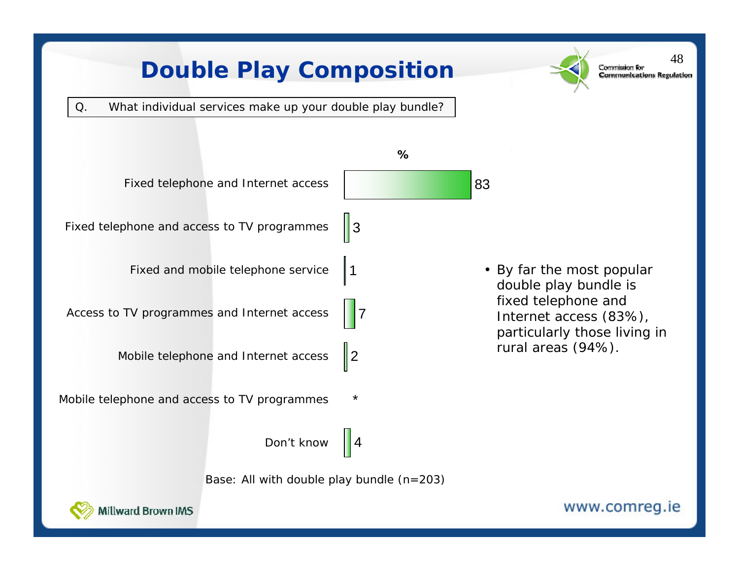# Double Play Composition

Q. What individual services make up your double play bundle?

| | % |
|---|---|
| Fixed telephone and Internet access | 83 |
| Fixed telephone and access to TV programmes | 3 |
| Fixed and mobile telephone service | 1 |
| Access to TV programmes and Internet access | 7 |
| Mobile telephone and Internet access | 2 |
| Mobile telephone and access to TV programmes | * |
| Don't know | 4 |

- By far the most popular double play bundle is fixed telephone and Internet access (83%), particularly those living in rural areas (94%).

Base: All with double play bundle (n=203)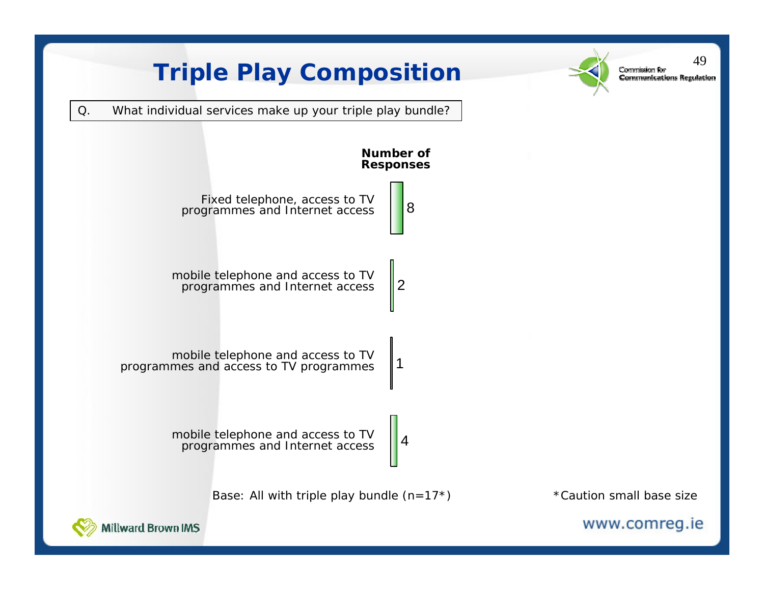# Triple Play Composition

Q. What individual services make up your triple play bundle?

| | Number of Responses |
|---|---|
| Fixed telephone, access to TV programmes and Internet access | 8 |
| mobile telephone and access to TV programmes and Internet access | 2 |
| mobile telephone and access to TV programmes and access to TV programmes | 1 |
| mobile telephone and access to TV programmes and Internet access | 4 |

Base: All with triple play bundle (n=17*)

*Caution small base size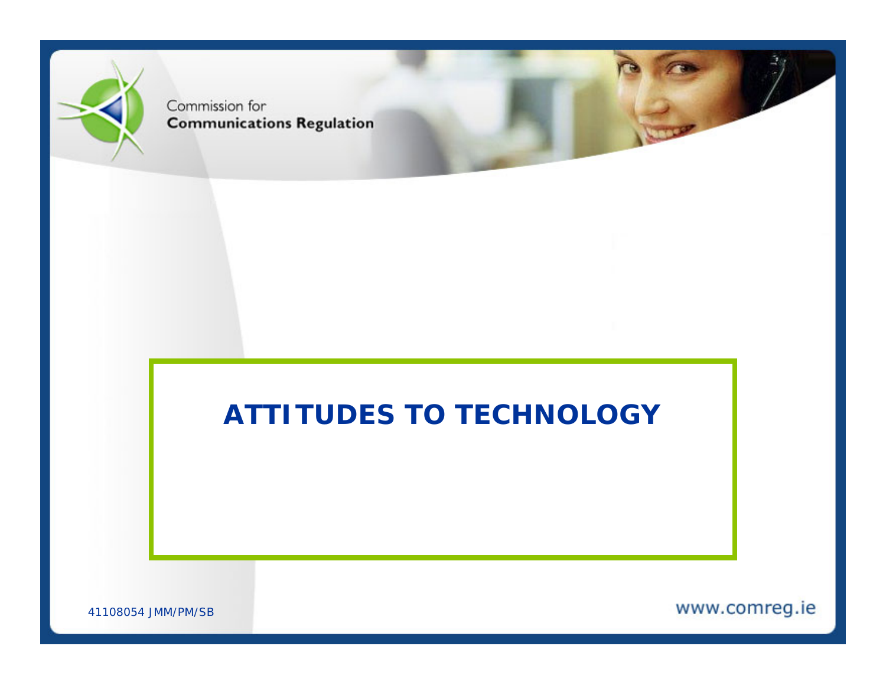# ATTITUDES TO TECHNOLOGY

41108054 JMM/PM/SB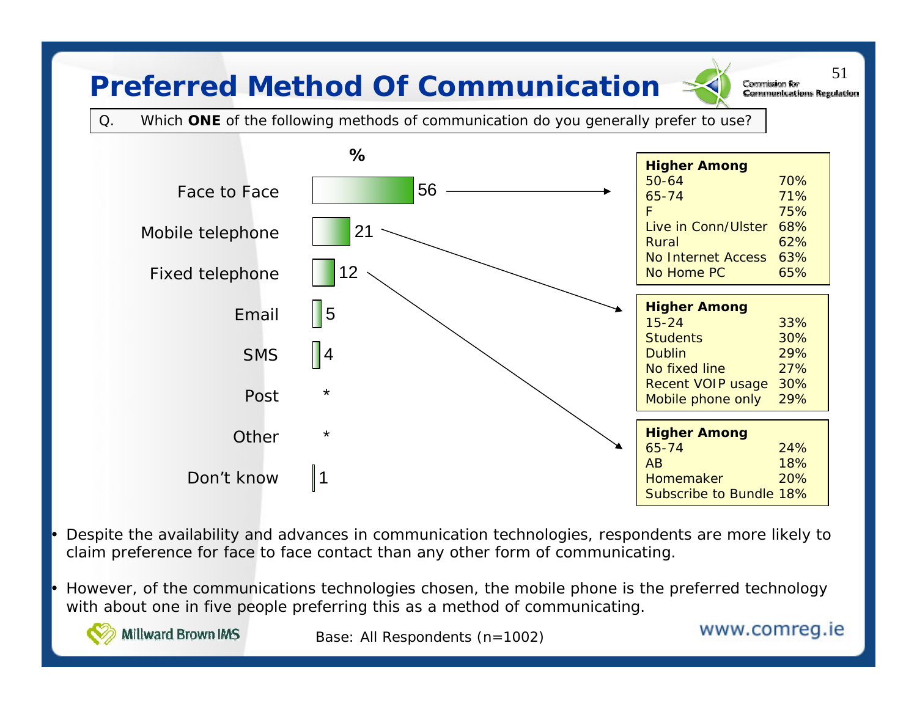# Preferred Method Of Communication

Q. Which **ONE** of the following methods of communication do you generally prefer to use?

| Method | % |
|---|---|
| Face to Face | 56 |
| Mobile telephone | 21 |
| Fixed telephone | 12 |
| Email | 5 |
| SMS | 4 |
| Post | * |
| Other | * |
| Don't know | 1 |

**Face to Face – Higher Among**

| | |
|---|---|
| 50-64 | 70% |
| 65-74 | 71% |
| F | 75% |
| Live in Conn/Ulster | 68% |
| Rural | 62% |
| No Internet Access | 63% |
| No Home PC | 65% |

**Mobile telephone – Higher Among**

| | |
|---|---|
| 15-24 | 33% |
| Students | 30% |
| Dublin | 29% |
| No fixed line | 27% |
| Recent VOIP usage | 30% |
| Mobile phone only | 29% |

**Fixed telephone – Higher Among**

| | |
|---|---|
| 65-74 | 24% |
| AB | 18% |
| Homemaker | 20% |
| Subscribe to Bundle | 18% |

- Despite the availability and advances in communication technologies, respondents are more likely to claim preference for face to face contact than any other form of communicating.
- However, of the communications technologies chosen, the mobile phone is the preferred technology with about one in five people preferring this as a method of communicating.

Base: All Respondents (n=1002)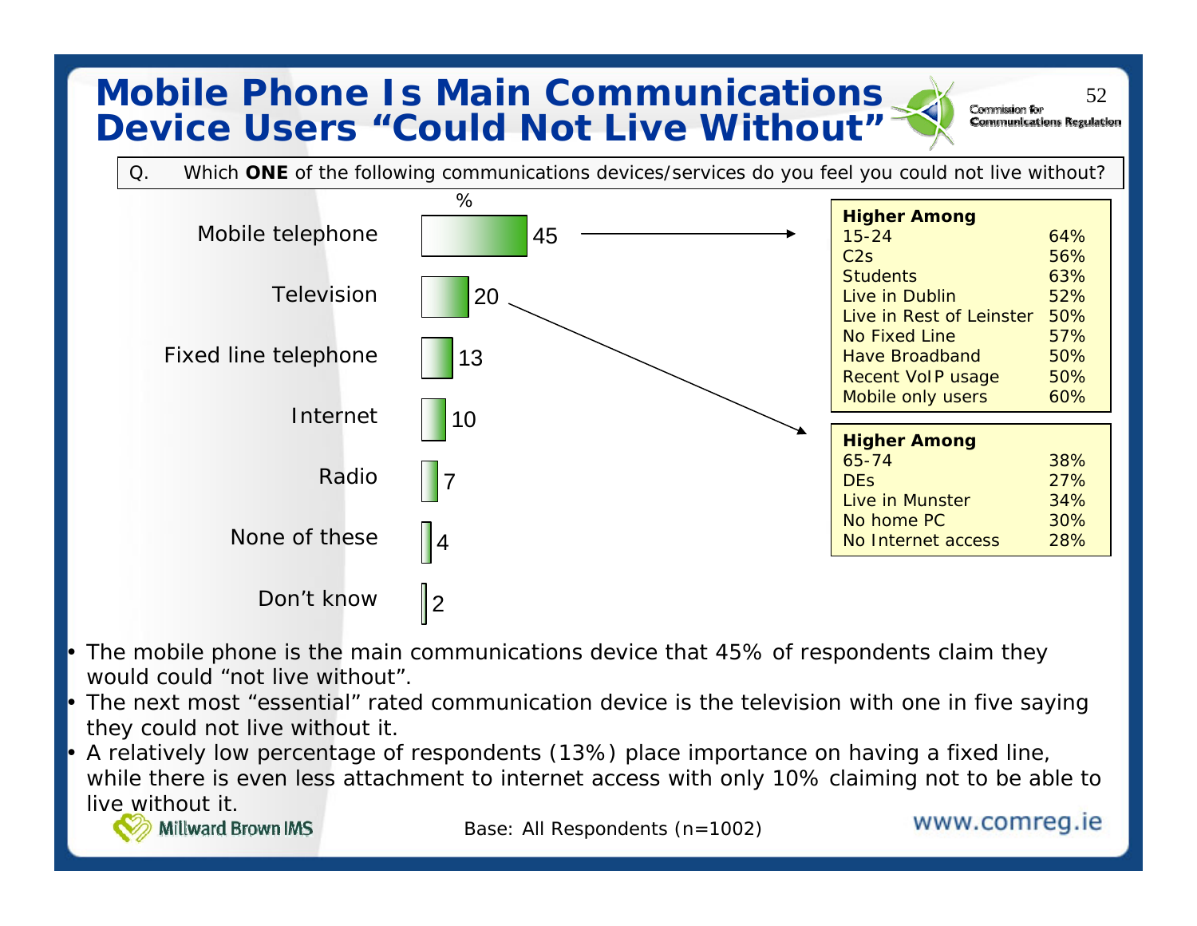# Mobile Phone Is Main Communications Device Users "Could Not Live Without"

Q. Which **ONE** of the following communications devices/services do you feel you could not live without?

| Device/service | % |
|---|---|
| Mobile telephone | 45 |
| Television | 20 |
| Fixed line telephone | 13 |
| Internet | 10 |
| Radio | 7 |
| None of these | 4 |
| Don't know | 2 |

**Mobile telephone – Higher Among**

| | |
|---|---|
| 15-24 | 64% |
| C2s | 56% |
| Students | 63% |
| Live in Dublin | 52% |
| Live in Rest of Leinster | 50% |
| No Fixed Line | 57% |
| Have Broadband | 50% |
| Recent VoIP usage | 50% |
| Mobile only users | 60% |

**Television – Higher Among**

| | |
|---|---|
| 65-74 | 38% |
| DEs | 27% |
| Live in Munster | 34% |
| No home PC | 30% |
| No Internet access | 28% |

- The mobile phone is the main communications device that 45% of respondents claim they would could "not live without".
- The next most "essential" rated communication device is the television with one in five saying they could not live without it.
- A relatively low percentage of respondents (13%) place importance on having a fixed line, while there is even less attachment to internet access with only 10% claiming not to be able to live without it.

Base: All Respondents (n=1002)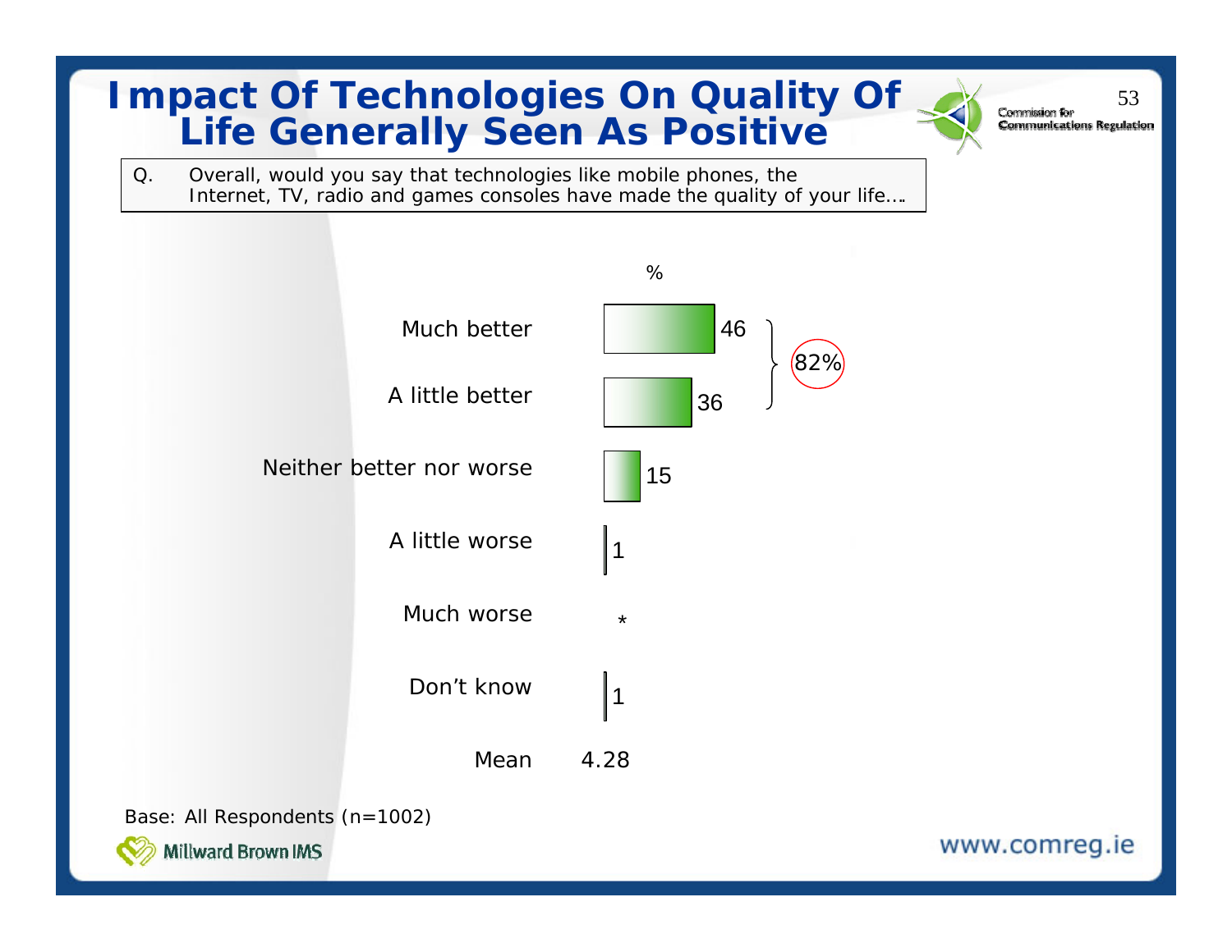# Impact Of Technologies On Quality Of Life Generally Seen As Positive

Q. Overall, would you say that technologies like mobile phones, the Internet, TV, radio and games consoles have made the quality of your life….

| | % |
|---|---|
| Much better | 46 |
| A little better | 36 |
| Neither better nor worse | 15 |
| A little worse | 1 |
| Much worse | * |
| Don't know | 1 |
| Mean | 4.28 |

Much better + A little better: 82%

Base: All Respondents (n=1002)

Millward Brown IMS

www.comreg.ie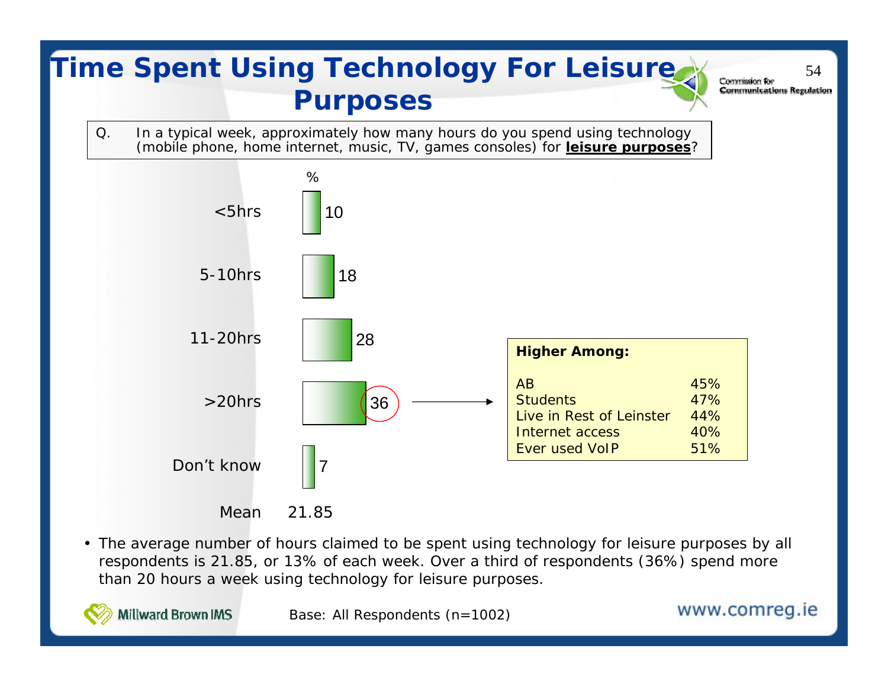# Time Spent Using Technology For Leisure Purposes

Q. In a typical week, approximately how many hours do you spend using technology (mobile phone, home internet, music, TV, games consoles) for **leisure purposes**?

| | % |
|---|---|
| <5hrs | 10 |
| 5-10hrs | 18 |
| 11-20hrs | 28 |
| >20hrs | 36 |
| Don't know | 7 |
| Mean | 21.85 |

**Higher Among:**

| | |
|---|---|
| AB | 45% |
| Students | 47% |
| Live in Rest of Leinster | 44% |
| Internet access | 40% |
| Ever used VoIP | 51% |

- The average number of hours claimed to be spent using technology for leisure purposes by all respondents is 21.85, or 13% of each week. Over a third of respondents (36%) spend more than 20 hours a week using technology for leisure purposes.

Base: All Respondents (n=1002)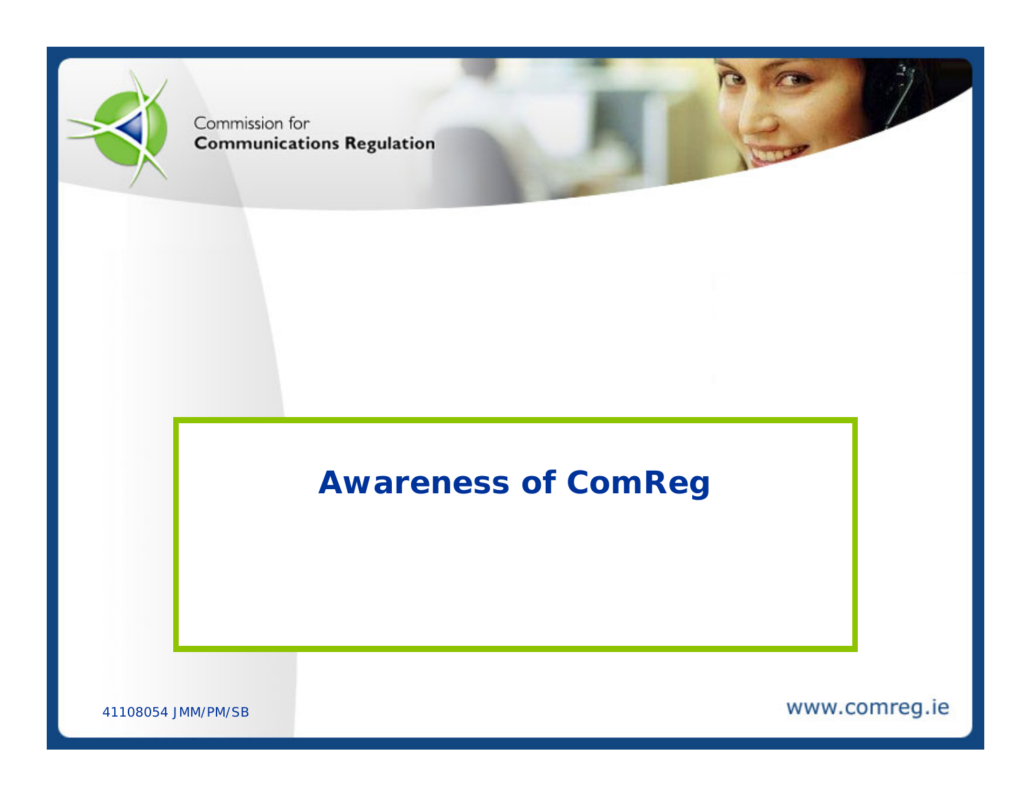Commission for
**Communications Regulation**

# Awareness of ComReg

41108054 JMM/PM/SB

www.comreg.ie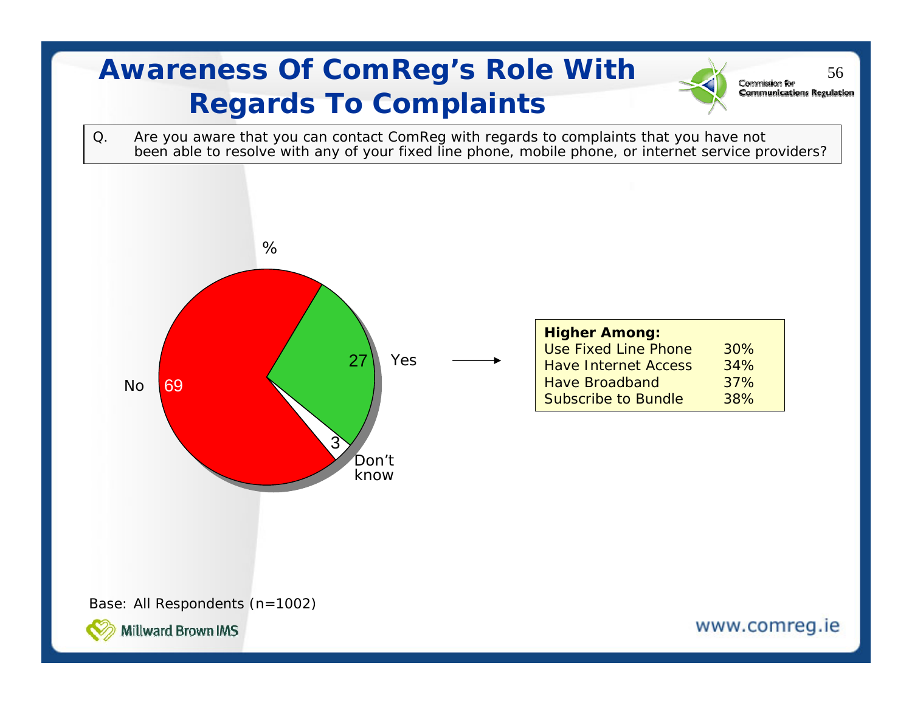# Awareness Of ComReg's Role With Regards To Complaints

Q. Are you aware that you can contact ComReg with regards to complaints that you have not been able to resolve with any of your fixed line phone, mobile phone, or internet service providers?

%

| Response | % |
|---|---|
| Yes | 27 |
| No | 69 |
| Don't know | 3 |

**Higher Among:**

| | |
|---|---|
| Use Fixed Line Phone | 30% |
| Have Internet Access | 34% |
| Have Broadband | 37% |
| Subscribe to Bundle | 38% |

Base: All Respondents (n=1002)

Millward Brown IMS

www.comreg.ie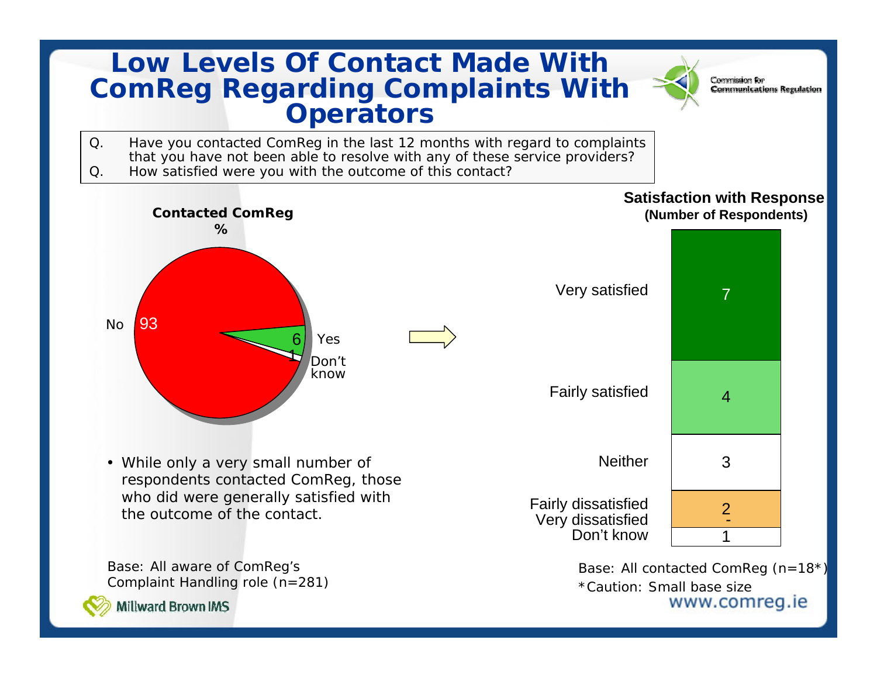# Low Levels Of Contact Made With ComReg Regarding Complaints With Operators

Q. Have you contacted ComReg in the last 12 months with regard to complaints that you have not been able to resolve with any of these service providers?
Q. How satisfied were you with the outcome of this contact?

**Contacted ComReg**
**%**

| Response | % |
|---|---|
| No | 93 |
| Yes | 6 |
| Don't know | 1 |

**Satisfaction with Response**
**(Number of Respondents)**

| Response | Number |
|---|---|
| Very satisfied | 7 |
| Fairly satisfied | 4 |
| Neither | 3 |
| Fairly dissatisfied | 2 |
| Very dissatisfied | - |
| Don't know | 1 |

- While only a very small number of respondents contacted ComReg, those who did were generally satisfied with the outcome of the contact.

Base: All aware of ComReg's Complaint Handling role (n=281)

Base: All contacted ComReg (n=18*)
*Caution: Small base size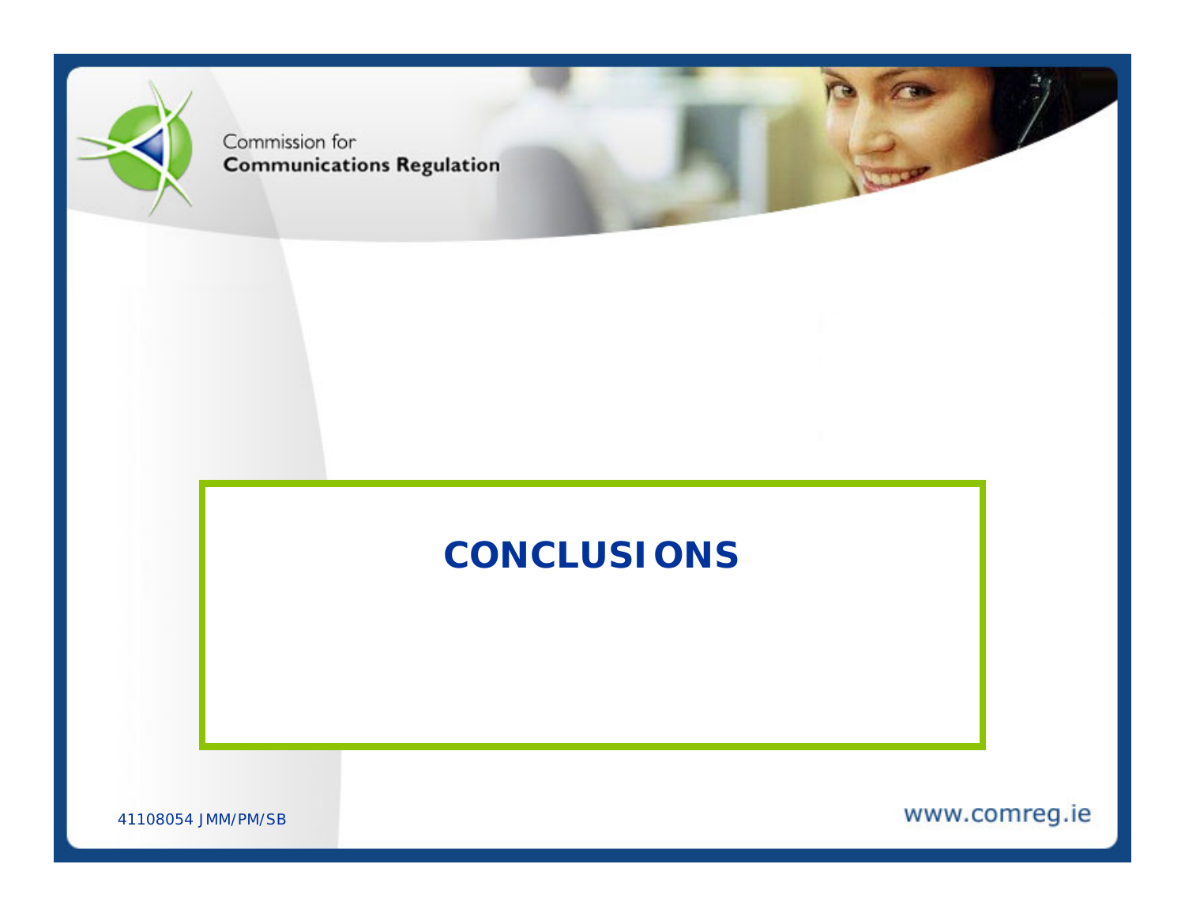# CONCLUSIONS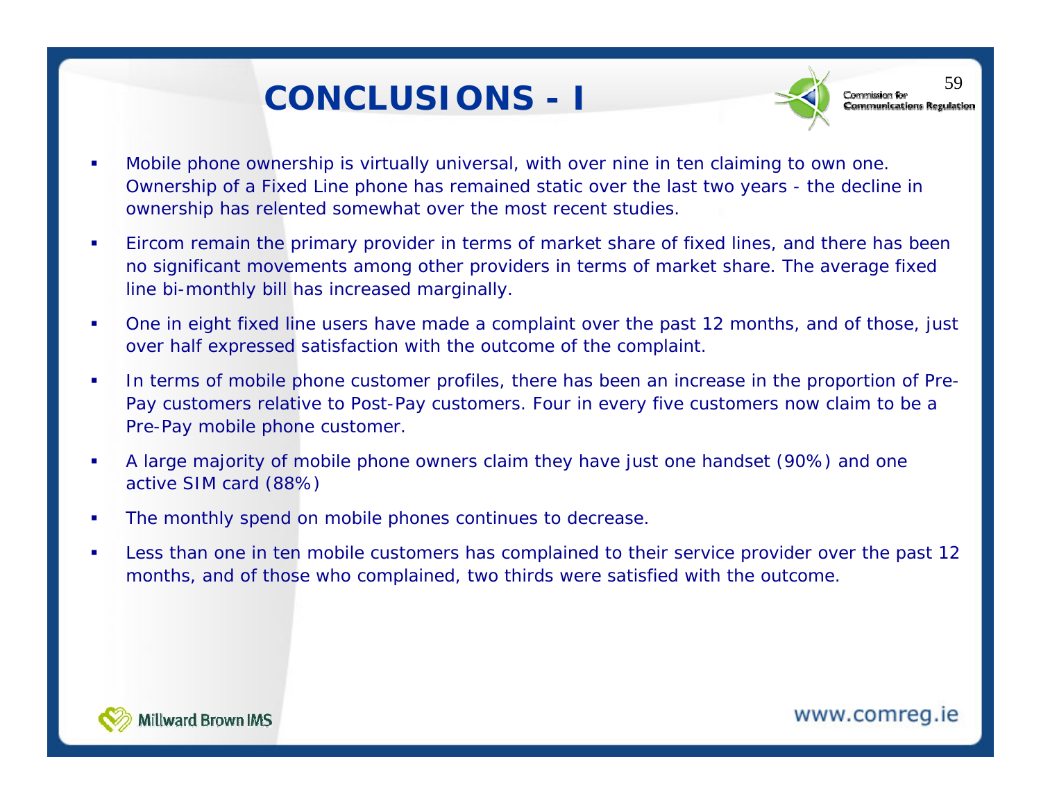# CONCLUSIONS - I

- Mobile phone ownership is virtually universal, with over nine in ten claiming to own one. Ownership of a Fixed Line phone has remained static over the last two years - the decline in ownership has relented somewhat over the most recent studies.
- Eircom remain the primary provider in terms of market share of fixed lines, and there has been no significant movements among other providers in terms of market share. The average fixed line bi-monthly bill has increased marginally.
- One in eight fixed line users have made a complaint over the past 12 months, and of those, just over half expressed satisfaction with the outcome of the complaint.
- In terms of mobile phone customer profiles, there has been an increase in the proportion of Pre-Pay customers relative to Post-Pay customers. Four in every five customers now claim to be a Pre-Pay mobile phone customer.
- A large majority of mobile phone owners claim they have just one handset (90%) and one active SIM card (88%)
- The monthly spend on mobile phones continues to decrease.
- Less than one in ten mobile customers has complained to their service provider over the past 12 months, and of those who complained, two thirds were satisfied with the outcome.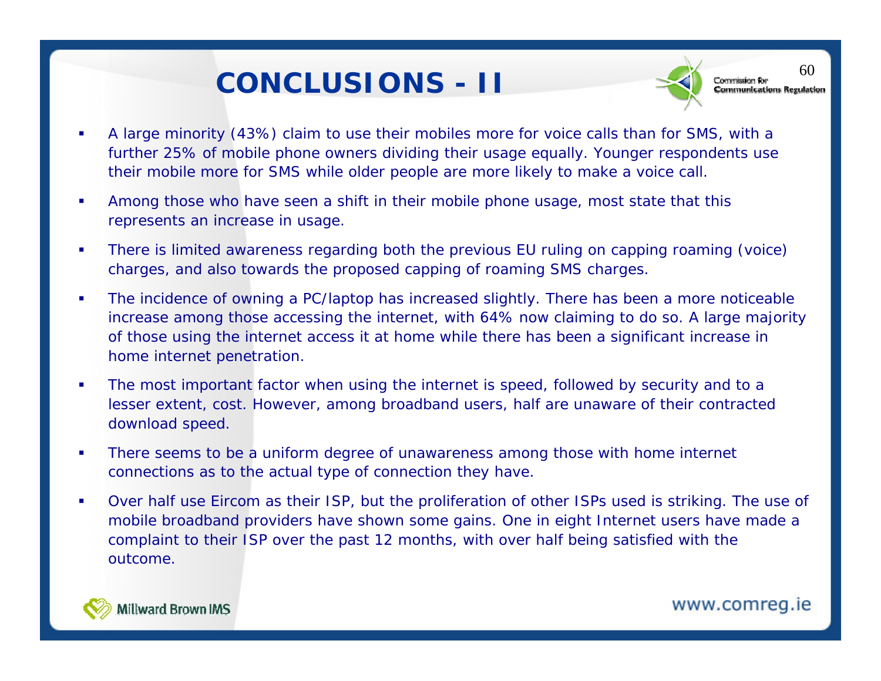# CONCLUSIONS - II

- A large minority (43%) claim to use their mobiles more for voice calls than for SMS, with a further 25% of mobile phone owners dividing their usage equally. Younger respondents use their mobile more for SMS while older people are more likely to make a voice call.
- Among those who have seen a shift in their mobile phone usage, most state that this represents an increase in usage.
- There is limited awareness regarding both the previous EU ruling on capping roaming (voice) charges, and also towards the proposed capping of roaming SMS charges.
- The incidence of owning a PC/laptop has increased slightly. There has been a more noticeable increase among those accessing the internet, with 64% now claiming to do so. A large majority of those using the internet access it at home while there has been a significant increase in home internet penetration.
- The most important factor when using the internet is speed, followed by security and to a lesser extent, cost. However, among broadband users, half are unaware of their contracted download speed.
- There seems to be a uniform degree of unawareness among those with home internet connections as to the actual type of connection they have.
- Over half use Eircom as their ISP, but the proliferation of other ISPs used is striking. The use of mobile broadband providers have shown some gains. One in eight Internet users have made a complaint to their ISP over the past 12 months, with over half being satisfied with the outcome.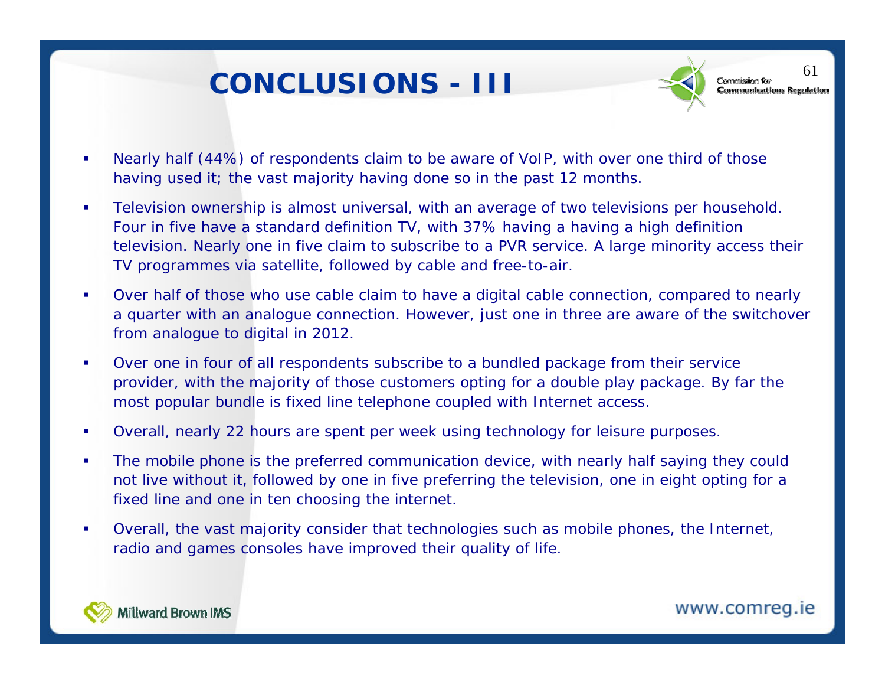# CONCLUSIONS - III

- Nearly half (44%) of respondents claim to be aware of VoIP, with over one third of those having used it; the vast majority having done so in the past 12 months.
- Television ownership is almost universal, with an average of two televisions per household. Four in five have a standard definition TV, with 37% having a having a high definition television. Nearly one in five claim to subscribe to a PVR service. A large minority access their TV programmes via satellite, followed by cable and free-to-air.
- Over half of those who use cable claim to have a digital cable connection, compared to nearly a quarter with an analogue connection. However, just one in three are aware of the switchover from analogue to digital in 2012.
- Over one in four of all respondents subscribe to a bundled package from their service provider, with the majority of those customers opting for a double play package. By far the most popular bundle is fixed line telephone coupled with Internet access.
- Overall, nearly 22 hours are spent per week using technology for leisure purposes.
- The mobile phone is the preferred communication device, with nearly half saying they could not live without it, followed by one in five preferring the television, one in eight opting for a fixed line and one in ten choosing the internet.
- Overall, the vast majority consider that technologies such as mobile phones, the Internet, radio and games consoles have improved their quality of life.